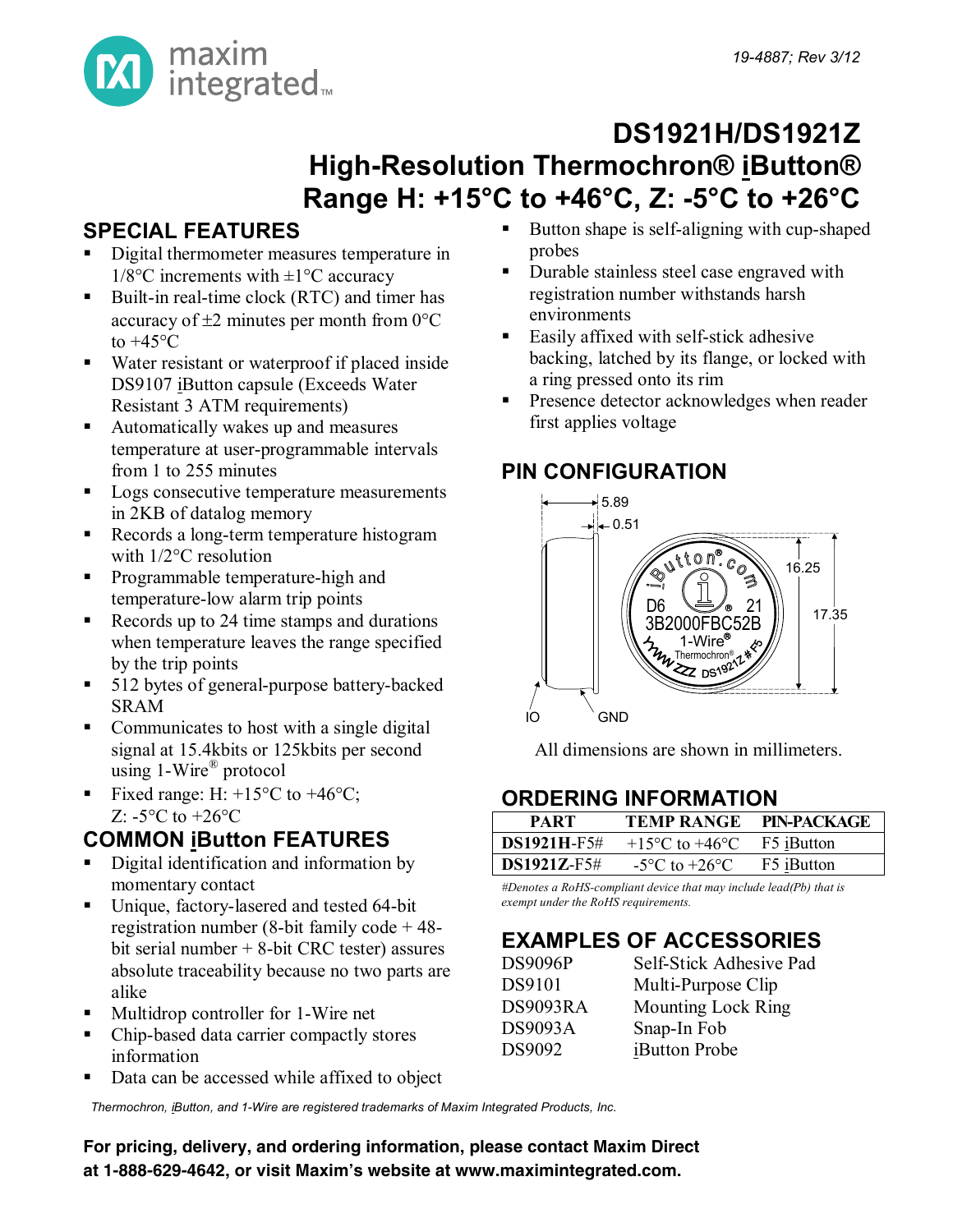maxim integrated

19-4887; Rev 3/12

# DS1921H/DS1921Z High-Resolution Thermochron® iButton® Range H: +15°C to +46°C, Z: -5°C to +26°C

## SPECIAL FEATURES

- Digital thermometer measures temperature in 1/8°C increments with ±1°C accuracy
- Built-in real-time clock (RTC) and timer has accuracy of ±2 minutes per month from 0°C to +45°C
- Water resistant or waterproof if placed inside DS9107 iButton capsule (Exceeds Water Resistant 3 ATM requirements)
- Automatically wakes up and measures temperature at user-programmable intervals from 1 to 255 minutes
- Logs consecutive temperature measurements in 2KB of datalog memory
- Records a long-term temperature histogram with 1/2°C resolution
- Programmable temperature-high and temperature-low alarm trip points
- Records up to 24 time stamps and durations when temperature leaves the range specified by the trip points
- 512 bytes of general-purpose battery-backed SRAM
- Communicates to host with a single digital signal at 15.4kbits or 125kbits per second using 1-Wire® protocol
- Fixed range: H: +15°C to +46°C; Z: -5°C to +26°C

## COMMON iButton FEATURES

- Digital identification and information by momentary contact
- Unique, factory-lasered and tested 64-bit registration number (8-bit family code + 48-bit serial number + 8-bit CRC tester) assures absolute traceability because no two parts are alike
- Multidrop controller for 1-Wire net
- Chip-based data carrier compactly stores information
- Data can be accessed while affixed to object
- Button shape is self-aligning with cup-shaped probes
- Durable stainless steel case engraved with registration number withstands harsh environments
- Easily affixed with self-stick adhesive backing, latched by its flange, or locked with a ring pressed onto its rim
- Presence detector acknowledges when reader first applies voltage

## PIN CONFIGURATION

5.89, 0.51, 16.25, 17.35, IO, GND

iButton.com, D6 21, 3B2000FBC52B, 1-Wire®, Thermochron®, YYWW ZZZ DS1921Z#F5

All dimensions are shown in millimeters.

## ORDERING INFORMATION

| PART | TEMP RANGE | PIN-PACKAGE |
|---|---|---|
| **DS1921H**-F5# | +15°C to +46°C | F5 iButton |
| **DS1921Z**-F5# | -5°C to +26°C | F5 iButton |

*#Denotes a RoHS-compliant device that may include lead(Pb) that is exempt under the RoHS requirements.*

## EXAMPLES OF ACCESSORIES

| | |
|---|---|
| DS9096P | Self-Stick Adhesive Pad |
| DS9101 | Multi-Purpose Clip |
| DS9093RA | Mounting Lock Ring |
| DS9093A | Snap-In Fob |
| DS9092 | iButton Probe |

*Thermochron, iButton, and 1-Wire are registered trademarks of Maxim Integrated Products, Inc.*

**For pricing, delivery, and ordering information, please contact Maxim Direct at 1-888-629-4642, or visit Maxim's website at www.maximintegrated.com.**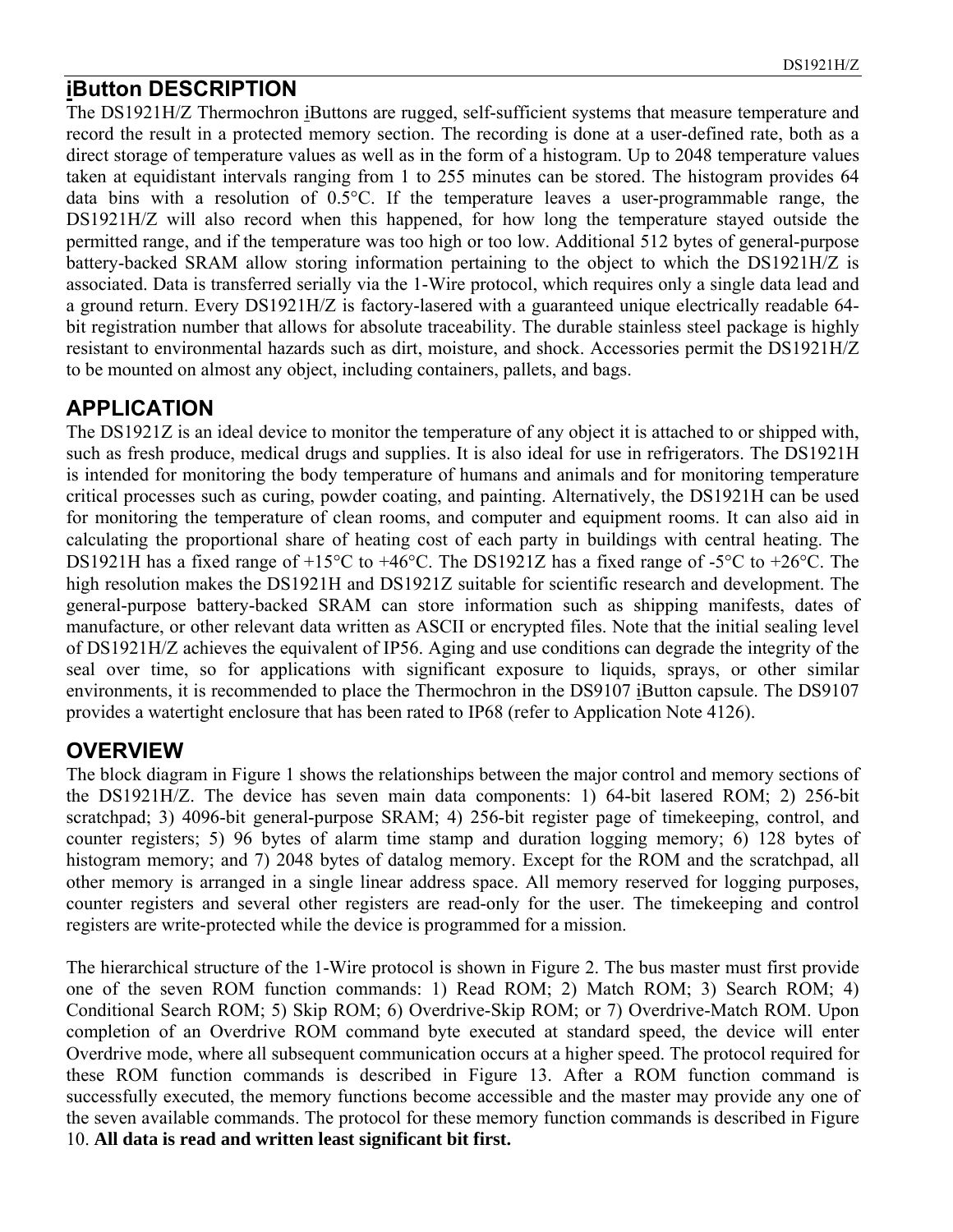## iButton DESCRIPTION

The DS1921H/Z Thermochron iButtons are rugged, self-sufficient systems that measure temperature and record the result in a protected memory section. The recording is done at a user-defined rate, both as a direct storage of temperature values as well as in the form of a histogram. Up to 2048 temperature values taken at equidistant intervals ranging from 1 to 255 minutes can be stored. The histogram provides 64 data bins with a resolution of 0.5°C. If the temperature leaves a user-programmable range, the DS1921H/Z will also record when this happened, for how long the temperature stayed outside the permitted range, and if the temperature was too high or too low. Additional 512 bytes of general-purpose battery-backed SRAM allow storing information pertaining to the object to which the DS1921H/Z is associated. Data is transferred serially via the 1-Wire protocol, which requires only a single data lead and a ground return. Every DS1921H/Z is factory-lasered with a guaranteed unique electrically readable 64-bit registration number that allows for absolute traceability. The durable stainless steel package is highly resistant to environmental hazards such as dirt, moisture, and shock. Accessories permit the DS1921H/Z to be mounted on almost any object, including containers, pallets, and bags.

## APPLICATION

The DS1921Z is an ideal device to monitor the temperature of any object it is attached to or shipped with, such as fresh produce, medical drugs and supplies. It is also ideal for use in refrigerators. The DS1921H is intended for monitoring the body temperature of humans and animals and for monitoring temperature critical processes such as curing, powder coating, and painting. Alternatively, the DS1921H can be used for monitoring the temperature of clean rooms, and computer and equipment rooms. It can also aid in calculating the proportional share of heating cost of each party in buildings with central heating. The DS1921H has a fixed range of +15°C to +46°C. The DS1921Z has a fixed range of -5°C to +26°C. The high resolution makes the DS1921H and DS1921Z suitable for scientific research and development. The general-purpose battery-backed SRAM can store information such as shipping manifests, dates of manufacture, or other relevant data written as ASCII or encrypted files. Note that the initial sealing level of DS1921H/Z achieves the equivalent of IP56. Aging and use conditions can degrade the integrity of the seal over time, so for applications with significant exposure to liquids, sprays, or other similar environments, it is recommended to place the Thermochron in the DS9107 iButton capsule. The DS9107 provides a watertight enclosure that has been rated to IP68 (refer to Application Note 4126).

## OVERVIEW

The block diagram in Figure 1 shows the relationships between the major control and memory sections of the DS1921H/Z. The device has seven main data components: 1) 64-bit lasered ROM; 2) 256-bit scratchpad; 3) 4096-bit general-purpose SRAM; 4) 256-bit register page of timekeeping, control, and counter registers; 5) 96 bytes of alarm time stamp and duration logging memory; 6) 128 bytes of histogram memory; and 7) 2048 bytes of datalog memory. Except for the ROM and the scratchpad, all other memory is arranged in a single linear address space. All memory reserved for logging purposes, counter registers and several other registers are read-only for the user. The timekeeping and control registers are write-protected while the device is programmed for a mission.

The hierarchical structure of the 1-Wire protocol is shown in Figure 2. The bus master must first provide one of the seven ROM function commands: 1) Read ROM; 2) Match ROM; 3) Search ROM; 4) Conditional Search ROM; 5) Skip ROM; 6) Overdrive-Skip ROM; or 7) Overdrive-Match ROM. Upon completion of an Overdrive ROM command byte executed at standard speed, the device will enter Overdrive mode, where all subsequent communication occurs at a higher speed. The protocol required for these ROM function commands is described in Figure 13. After a ROM function command is successfully executed, the memory functions become accessible and the master may provide any one of the seven available commands. The protocol for these memory function commands is described in Figure 10. **All data is read and written least significant bit first.**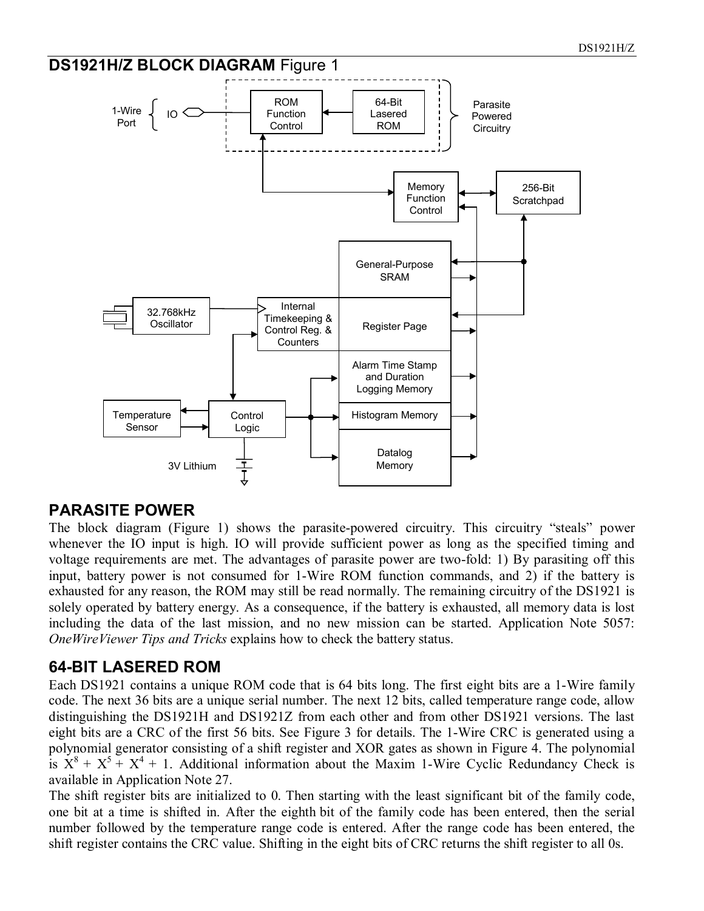## DS1921H/Z BLOCK DIAGRAM Figure 1

## PARASITE POWER

The block diagram (Figure 1) shows the parasite-powered circuitry. This circuitry "steals" power whenever the IO input is high. IO will provide sufficient power as long as the specified timing and voltage requirements are met. The advantages of parasite power are two-fold: 1) By parasiting off this input, battery power is not consumed for 1-Wire ROM function commands, and 2) if the battery is exhausted for any reason, the ROM may still be read normally. The remaining circuitry of the DS1921 is solely operated by battery energy. As a consequence, if the battery is exhausted, all memory data is lost including the data of the last mission, and no new mission can be started. Application Note 5057: *OneWireViewer Tips and Tricks* explains how to check the battery status.

## 64-BIT LASERED ROM

Each DS1921 contains a unique ROM code that is 64 bits long. The first eight bits are a 1-Wire family code. The next 36 bits are a unique serial number. The next 12 bits, called temperature range code, allow distinguishing the DS1921H and DS1921Z from each other and from other DS1921 versions. The last eight bits are a CRC of the first 56 bits. See Figure 3 for details. The 1-Wire CRC is generated using a polynomial generator consisting of a shift register and XOR gates as shown in Figure 4. The polynomial is $X^8 + X^5 + X^4 + 1$. Additional information about the Maxim 1-Wire Cyclic Redundancy Check is available in Application Note 27.

The shift register bits are initialized to 0. Then starting with the least significant bit of the family code, one bit at a time is shifted in. After the eighth bit of the family code has been entered, then the serial number followed by the temperature range code is entered. After the range code has been entered, the shift register contains the CRC value. Shifting in the eight bits of CRC returns the shift register to all 0s.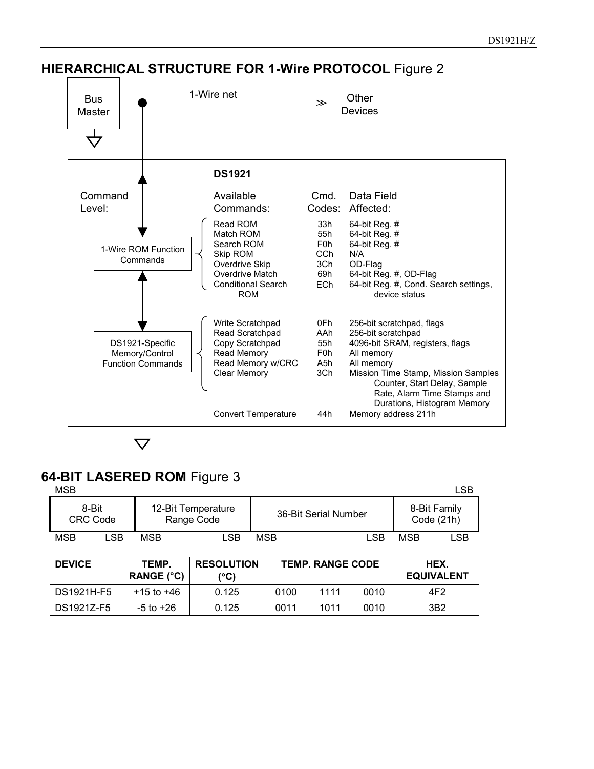## HIERARCHICAL STRUCTURE FOR 1-Wire PROTOCOL Figure 2

Bus Master — 1-Wire net — Other Devices

**DS1921**

| Command Level: | Available Commands: | Cmd. Codes: | Data Field Affected: |
|---|---|---|---|
| 1-Wire ROM Function Commands | Read ROM | 33h | 64-bit Reg. # |
| | Match ROM | 55h | 64-bit Reg. # |
| | Search ROM | F0h | 64-bit Reg. # |
| | Skip ROM | CCh | N/A |
| | Overdrive Skip | 3Ch | OD-Flag |
| | Overdrive Match | 69h | 64-bit Reg. #, OD-Flag |
| | Conditional Search ROM | ECh | 64-bit Reg. #, Cond. Search settings, device status |
| DS1921-Specific Memory/Control Function Commands | Write Scratchpad | 0Fh | 256-bit scratchpad, flags |
| | Read Scratchpad | AAh | 256-bit scratchpad |
| | Copy Scratchpad | 55h | 4096-bit SRAM, registers, flags |
| | Read Memory | F0h | All memory |
| | Read Memory w/CRC | A5h | All memory |
| | Clear Memory | 3Ch | Mission Time Stamp, Mission Samples Counter, Start Delay, Sample Rate, Alarm Time Stamps and Durations, Histogram Memory |
| | Convert Temperature | 44h | Memory address 211h |

## 64-BIT LASERED ROM Figure 3

| 8-Bit CRC Code | 12-Bit Temperature Range Code | 36-Bit Serial Number | 8-Bit Family Code (21h) |
|---|---|---|---|
| MSB ... LSB | MSB ... LSB | MSB ... LSB | MSB ... LSB |

(MSB on left, LSB on right)

| DEVICE | TEMP. RANGE (°C) | RESOLUTION (°C) | TEMP. RANGE CODE | | | HEX. EQUIVALENT |
|---|---|---|---|---|---|---|
| DS1921H-F5 | +15 to +46 | 0.125 | 0100 | 1111 | 0010 | 4F2 |
| DS1921Z-F5 | -5 to +26 | 0.125 | 0011 | 1011 | 0010 | 3B2 |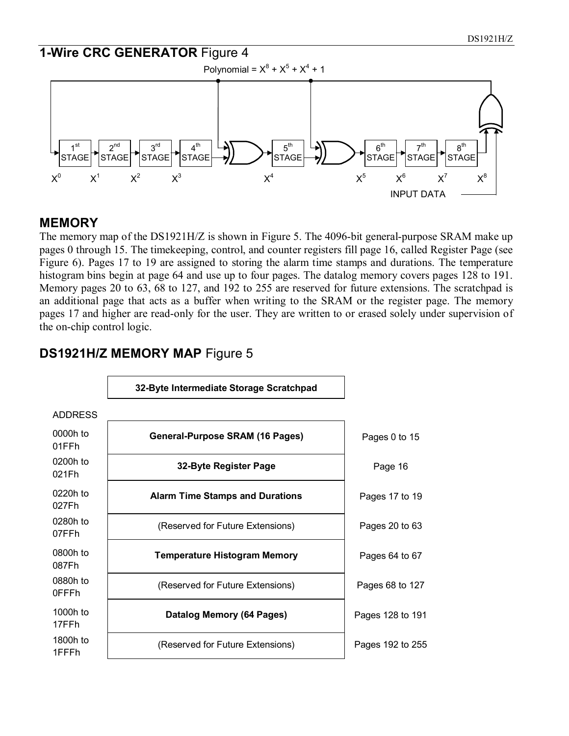## 1-Wire CRC GENERATOR Figure 4

Polynomial = $X^8 + X^5 + X^4 + 1$

1st STAGE, 2nd STAGE, 3rd STAGE, 4th STAGE, 5th STAGE, 6th STAGE, 7th STAGE, 8th STAGE

$X^0$ $X^1$ $X^2$ $X^3$ $X^4$ $X^5$ $X^6$ $X^7$ $X^8$

INPUT DATA

## MEMORY

The memory map of the DS1921H/Z is shown in Figure 5. The 4096-bit general-purpose SRAM make up pages 0 through 15. The timekeeping, control, and counter registers fill page 16, called Register Page (see Figure 6). Pages 17 to 19 are assigned to storing the alarm time stamps and durations. The temperature histogram bins begin at page 64 and use up to four pages. The datalog memory covers pages 128 to 191. Memory pages 20 to 63, 68 to 127, and 192 to 255 are reserved for future extensions. The scratchpad is an additional page that acts as a buffer when writing to the SRAM or the register page. The memory pages 17 and higher are read-only for the user. They are written to or erased solely under supervision of the on-chip control logic.

## DS1921H/Z MEMORY MAP Figure 5

| ADDRESS | 32-Byte Intermediate Storage Scratchpad | |
|---|---|---|
| 0000h to 01FFh | **General-Purpose SRAM (16 Pages)** | Pages 0 to 15 |
| 0200h to 021Fh | **32-Byte Register Page** | Page 16 |
| 0220h to 027Fh | **Alarm Time Stamps and Durations** | Pages 17 to 19 |
| 0280h to 07FFh | (Reserved for Future Extensions) | Pages 20 to 63 |
| 0800h to 087Fh | **Temperature Histogram Memory** | Pages 64 to 67 |
| 0880h to 0FFFh | (Reserved for Future Extensions) | Pages 68 to 127 |
| 1000h to 17FFh | **Datalog Memory (64 Pages)** | Pages 128 to 191 |
| 1800h to 1FFFh | (Reserved for Future Extensions) | Pages 192 to 255 |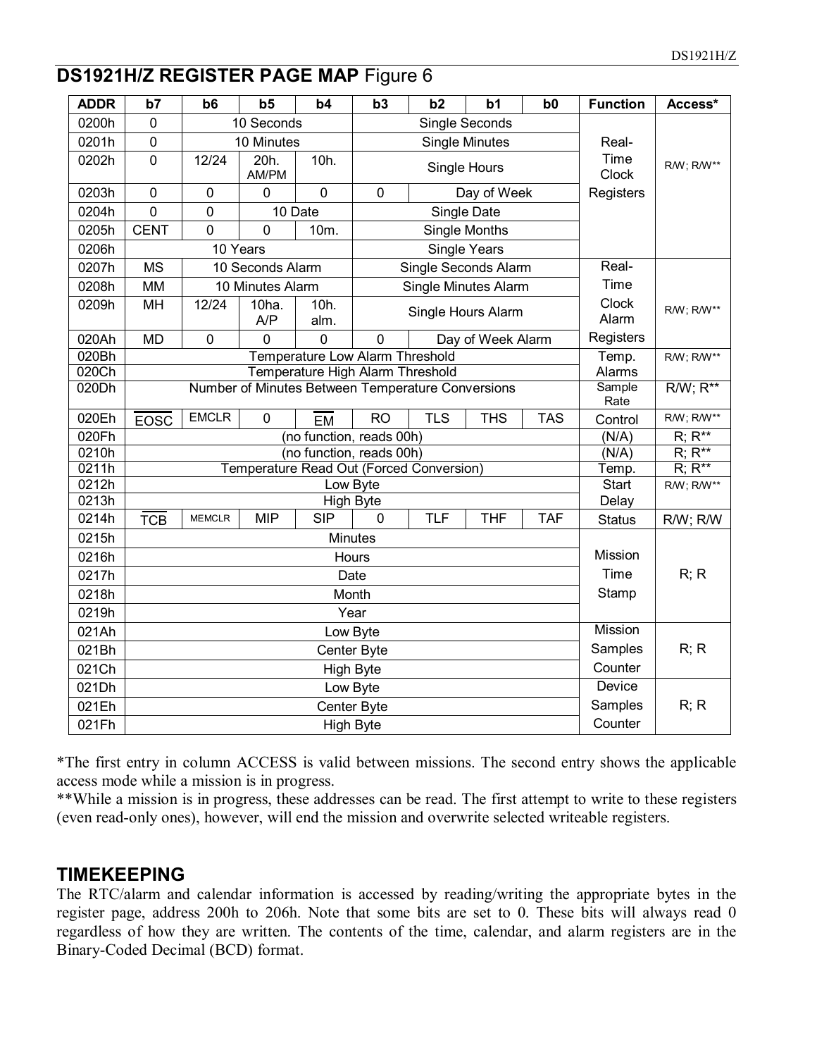## DS1921H/Z REGISTER PAGE MAP Figure 6

| ADDR | b7 | b6 | b5 | b4 | b3 | b2 | b1 | b0 | Function | Access* |
|---|---|---|---|---|---|---|---|---|---|---|
| 0200h | 0 | 10 Seconds | | | Single Seconds | | | | Real-Time Clock Registers | R/W; R/W** |
| 0201h | 0 | 10 Minutes | | | Single Minutes | | | | | |
| 0202h | 0 | 12/24 | 20h. AM/PM | 10h. | Single Hours | | | | | |
| 0203h | 0 | 0 | 0 | 0 | 0 | Day of Week | | | | |
| 0204h | 0 | 0 | 10 Date | | Single Date | | | | | |
| 0205h | CENT | 0 | 0 | 10m. | Single Months | | | | | |
| 0206h | 10 Years | | | | Single Years | | | | | |
| 0207h | MS | 10 Seconds Alarm | | | Single Seconds Alarm | | | | Real-Time Clock Alarm Registers | R/W; R/W** |
| 0208h | MM | 10 Minutes Alarm | | | Single Minutes Alarm | | | | | |
| 0209h | MH | 12/24 | 10ha. A/P | 10h. alm. | Single Hours Alarm | | | | | |
| 020Ah | MD | 0 | 0 | 0 | 0 | Day of Week Alarm | | | | |
| 020Bh | Temperature Low Alarm Threshold | | | | | | | | Temp. Alarms | R/W; R/W** |
| 020Ch | Temperature High Alarm Threshold | | | | | | | | | |
| 020Dh | Number of Minutes Between Temperature Conversions | | | | | | | | Sample Rate | R/W; R** |
| 020Eh | $\overline{EOSC}$ | EMCLR | 0 | $\overline{EM}$ | RO | TLS | THS | TAS | Control | R/W; R/W** |
| 020Fh | (no function, reads 00h) | | | | | | | | (N/A) | R; R** |
| 0210h | (no function, reads 00h) | | | | | | | | (N/A) | R; R** |
| 0211h | Temperature Read Out (Forced Conversion) | | | | | | | | Temp. | R; R** |
| 0212h | Low Byte | | | | | | | | Start Delay | R/W; R/W** |
| 0213h | High Byte | | | | | | | | | |
| 0214h | $\overline{TCB}$ | MEMCLR | MIP | SIP | 0 | TLF | THF | TAF | Status | R/W; R/W |
| 0215h | Minutes | | | | | | | | Mission Time Stamp | R; R |
| 0216h | Hours | | | | | | | | | |
| 0217h | Date | | | | | | | | | |
| 0218h | Month | | | | | | | | | |
| 0219h | Year | | | | | | | | | |
| 021Ah | Low Byte | | | | | | | | Mission Samples Counter | R; R |
| 021Bh | Center Byte | | | | | | | | | |
| 021Ch | High Byte | | | | | | | | | |
| 021Dh | Low Byte | | | | | | | | Device Samples Counter | R; R |
| 021Eh | Center Byte | | | | | | | | | |
| 021Fh | High Byte | | | | | | | | | |

*The first entry in column ACCESS is valid between missions. The second entry shows the applicable access mode while a mission is in progress.
**While a mission is in progress, these addresses can be read. The first attempt to write to these registers (even read-only ones), however, will end the mission and overwrite selected writeable registers.

## TIMEKEEPING

The RTC/alarm and calendar information is accessed by reading/writing the appropriate bytes in the register page, address 200h to 206h. Note that some bits are set to 0. These bits will always read 0 regardless of how they are written. The contents of the time, calendar, and alarm registers are in the Binary-Coded Decimal (BCD) format.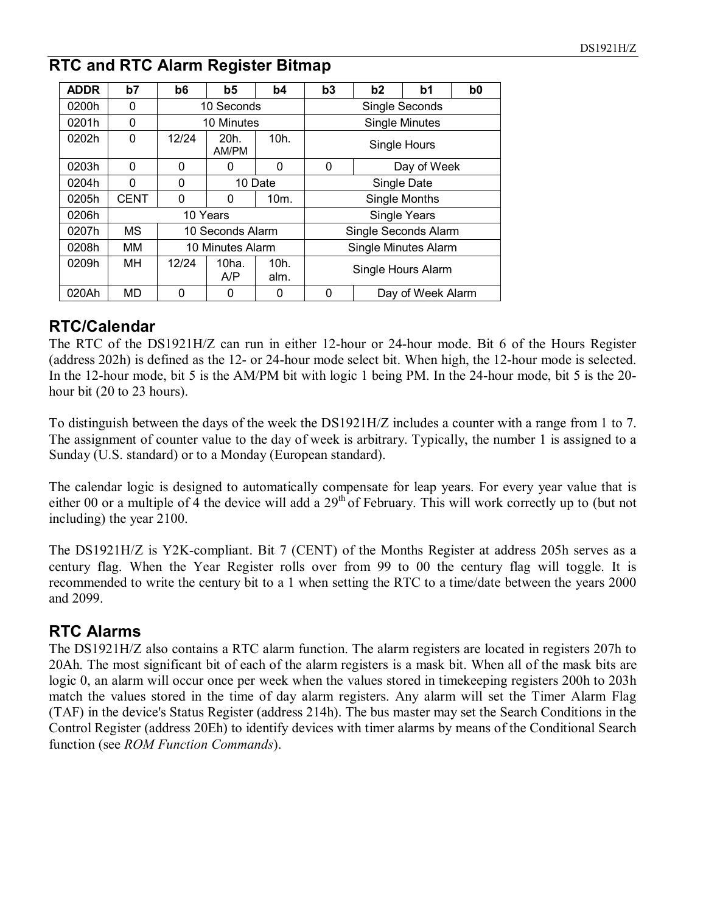## RTC and RTC Alarm Register Bitmap

| ADDR | b7 | b6 | b5 | b4 | b3 | b2 | b1 | b0 |
|---|---|---|---|---|---|---|---|---|
| 0200h | 0 | 10 Seconds | | | Single Seconds | | | |
| 0201h | 0 | 10 Minutes | | | Single Minutes | | | |
| 0202h | 0 | 12/24 | 20h. AM/PM | 10h. | Single Hours | | | |
| 0203h | 0 | 0 | 0 | 0 | 0 | Day of Week | | |
| 0204h | 0 | 0 | 10 Date | | Single Date | | | |
| 0205h | CENT | 0 | 0 | 10m. | Single Months | | | |
| 0206h | 10 Years | | | | Single Years | | | |
| 0207h | MS | 10 Seconds Alarm | | | Single Seconds Alarm | | | |
| 0208h | MM | 10 Minutes Alarm | | | Single Minutes Alarm | | | |
| 0209h | MH | 12/24 | 10ha. A/P | 10h. alm. | Single Hours Alarm | | | |
| 020Ah | MD | 0 | 0 | 0 | 0 | Day of Week Alarm | | |

## RTC/Calendar

The RTC of the DS1921H/Z can run in either 12-hour or 24-hour mode. Bit 6 of the Hours Register (address 202h) is defined as the 12- or 24-hour mode select bit. When high, the 12-hour mode is selected. In the 12-hour mode, bit 5 is the AM/PM bit with logic 1 being PM. In the 24-hour mode, bit 5 is the 20-hour bit (20 to 23 hours).

To distinguish between the days of the week the DS1921H/Z includes a counter with a range from 1 to 7. The assignment of counter value to the day of week is arbitrary. Typically, the number 1 is assigned to a Sunday (U.S. standard) or to a Monday (European standard).

The calendar logic is designed to automatically compensate for leap years. For every year value that is either 00 or a multiple of 4 the device will add a 29th of February. This will work correctly up to (but not including) the year 2100.

The DS1921H/Z is Y2K-compliant. Bit 7 (CENT) of the Months Register at address 205h serves as a century flag. When the Year Register rolls over from 99 to 00 the century flag will toggle. It is recommended to write the century bit to a 1 when setting the RTC to a time/date between the years 2000 and 2099.

## RTC Alarms

The DS1921H/Z also contains a RTC alarm function. The alarm registers are located in registers 207h to 20Ah. The most significant bit of each of the alarm registers is a mask bit. When all of the mask bits are logic 0, an alarm will occur once per week when the values stored in timekeeping registers 200h to 203h match the values stored in the time of day alarm registers. Any alarm will set the Timer Alarm Flag (TAF) in the device's Status Register (address 214h). The bus master may set the Search Conditions in the Control Register (address 20Eh) to identify devices with timer alarms by means of the Conditional Search function (see *ROM Function Commands*).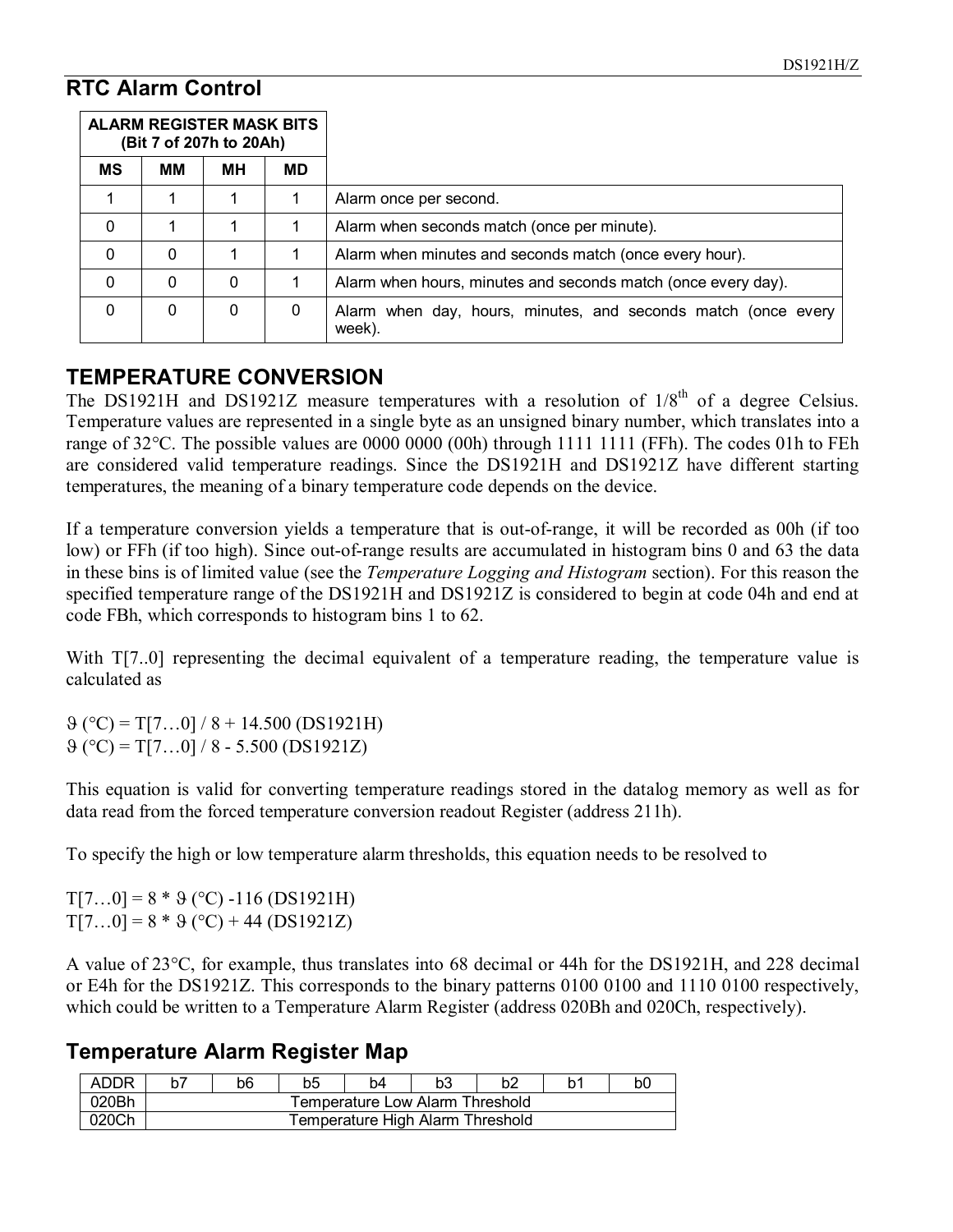## RTC Alarm Control

| ALARM REGISTER MASK BITS (Bit 7 of 207h to 20Ah) | | | | |
|---|---|---|---|---|
| MS | MM | MH | MD | |
| 1 | 1 | 1 | 1 | Alarm once per second. |
| 0 | 1 | 1 | 1 | Alarm when seconds match (once per minute). |
| 0 | 0 | 1 | 1 | Alarm when minutes and seconds match (once every hour). |
| 0 | 0 | 0 | 1 | Alarm when hours, minutes and seconds match (once every day). |
| 0 | 0 | 0 | 0 | Alarm when day, hours, minutes, and seconds match (once every week). |

## TEMPERATURE CONVERSION

The DS1921H and DS1921Z measure temperatures with a resolution of 1/8$^{th}$ of a degree Celsius. Temperature values are represented in a single byte as an unsigned binary number, which translates into a range of 32°C. The possible values are 0000 0000 (00h) through 1111 1111 (FFh). The codes 01h to FEh are considered valid temperature readings. Since the DS1921H and DS1921Z have different starting temperatures, the meaning of a binary temperature code depends on the device.

If a temperature conversion yields a temperature that is out-of-range, it will be recorded as 00h (if too low) or FFh (if too high). Since out-of-range results are accumulated in histogram bins 0 and 63 the data in these bins is of limited value (see the *Temperature Logging and Histogram* section). For this reason the specified temperature range of the DS1921H and DS1921Z is considered to begin at code 04h and end at code FBh, which corresponds to histogram bins 1 to 62.

With T[7..0] representing the decimal equivalent of a temperature reading, the temperature value is calculated as

$\vartheta$ (°C) = T[7…0] / 8 + 14.500 (DS1921H)
$\vartheta$ (°C) = T[7…0] / 8 - 5.500 (DS1921Z)

This equation is valid for converting temperature readings stored in the datalog memory as well as for data read from the forced temperature conversion readout Register (address 211h).

To specify the high or low temperature alarm thresholds, this equation needs to be resolved to

T[7…0] = 8 * $\vartheta$ (°C) -116 (DS1921H)
T[7…0] = 8 * $\vartheta$ (°C) + 44 (DS1921Z)

A value of 23°C, for example, thus translates into 68 decimal or 44h for the DS1921H, and 228 decimal or E4h for the DS1921Z. This corresponds to the binary patterns 0100 0100 and 1110 0100 respectively, which could be written to a Temperature Alarm Register (address 020Bh and 020Ch, respectively).

## Temperature Alarm Register Map

| ADDR | b7 | b6 | b5 | b4 | b3 | b2 | b1 | b0 |
|---|---|---|---|---|---|---|---|---|
| 020Bh | Temperature Low Alarm Threshold | | | | | | | |
| 020Ch | Temperature High Alarm Threshold | | | | | | | |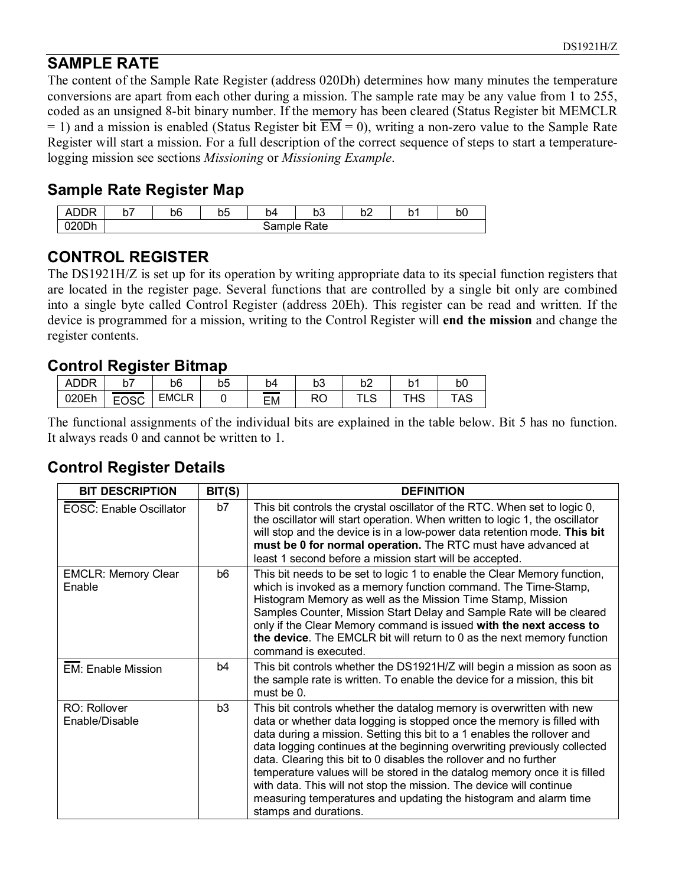## SAMPLE RATE

The content of the Sample Rate Register (address 020Dh) determines how many minutes the temperature conversions are apart from each other during a mission. The sample rate may be any value from 1 to 255, coded as an unsigned 8-bit binary number. If the memory has been cleared (Status Register bit MEMCLR = 1) and a mission is enabled (Status Register bit $\overline{\text{EM}}$ = 0), writing a non-zero value to the Sample Rate Register will start a mission. For a full description of the correct sequence of steps to start a temperature-logging mission see sections *Missioning* or *Missioning Example*.

### Sample Rate Register Map

| ADDR | b7 | b6 | b5 | b4 | b3 | b2 | b1 | b0 |
|---|---|---|---|---|---|---|---|---|
| 020Dh | Sample Rate | | | | | | | |

## CONTROL REGISTER

The DS1921H/Z is set up for its operation by writing appropriate data to its special function registers that are located in the register page. Several functions that are controlled by a single bit only are combined into a single byte called Control Register (address 20Eh). This register can be read and written. If the device is programmed for a mission, writing to the Control Register will **end the mission** and change the register contents.

### Control Register Bitmap

| ADDR | b7 | b6 | b5 | b4 | b3 | b2 | b1 | b0 |
|---|---|---|---|---|---|---|---|---|
| 020Eh | $\overline{\text{EOSC}}$ | EMCLR | 0 | $\overline{\text{EM}}$ | RO | TLS | THS | TAS |

The functional assignments of the individual bits are explained in the table below. Bit 5 has no function. It always reads 0 and cannot be written to 1.

### Control Register Details

| BIT DESCRIPTION | BIT(S) | DEFINITION |
|---|---|---|
| $\overline{\text{EOSC}}$: Enable Oscillator | b7 | This bit controls the crystal oscillator of the RTC. When set to logic 0, the oscillator will start operation. When written to logic 1, the oscillator will stop and the device is in a low-power data retention mode. **This bit must be 0 for normal operation.** The RTC must have advanced at least 1 second before a mission start will be accepted. |
| EMCLR: Memory Clear Enable | b6 | This bit needs to be set to logic 1 to enable the Clear Memory function, which is invoked as a memory function command. The Time-Stamp, Histogram Memory as well as the Mission Time Stamp, Mission Samples Counter, Mission Start Delay and Sample Rate will be cleared only if the Clear Memory command is issued **with the next access to the device**. The EMCLR bit will return to 0 as the next memory function command is executed. |
| $\overline{\text{EM}}$: Enable Mission | b4 | This bit controls whether the DS1921H/Z will begin a mission as soon as the sample rate is written. To enable the device for a mission, this bit must be 0. |
| RO: Rollover Enable/Disable | b3 | This bit controls whether the datalog memory is overwritten with new data or whether data logging is stopped once the memory is filled with data during a mission. Setting this bit to a 1 enables the rollover and data logging continues at the beginning overwriting previously collected data. Clearing this bit to 0 disables the rollover and no further temperature values will be stored in the datalog memory once it is filled with data. This will not stop the mission. The device will continue measuring temperatures and updating the histogram and alarm time stamps and durations. |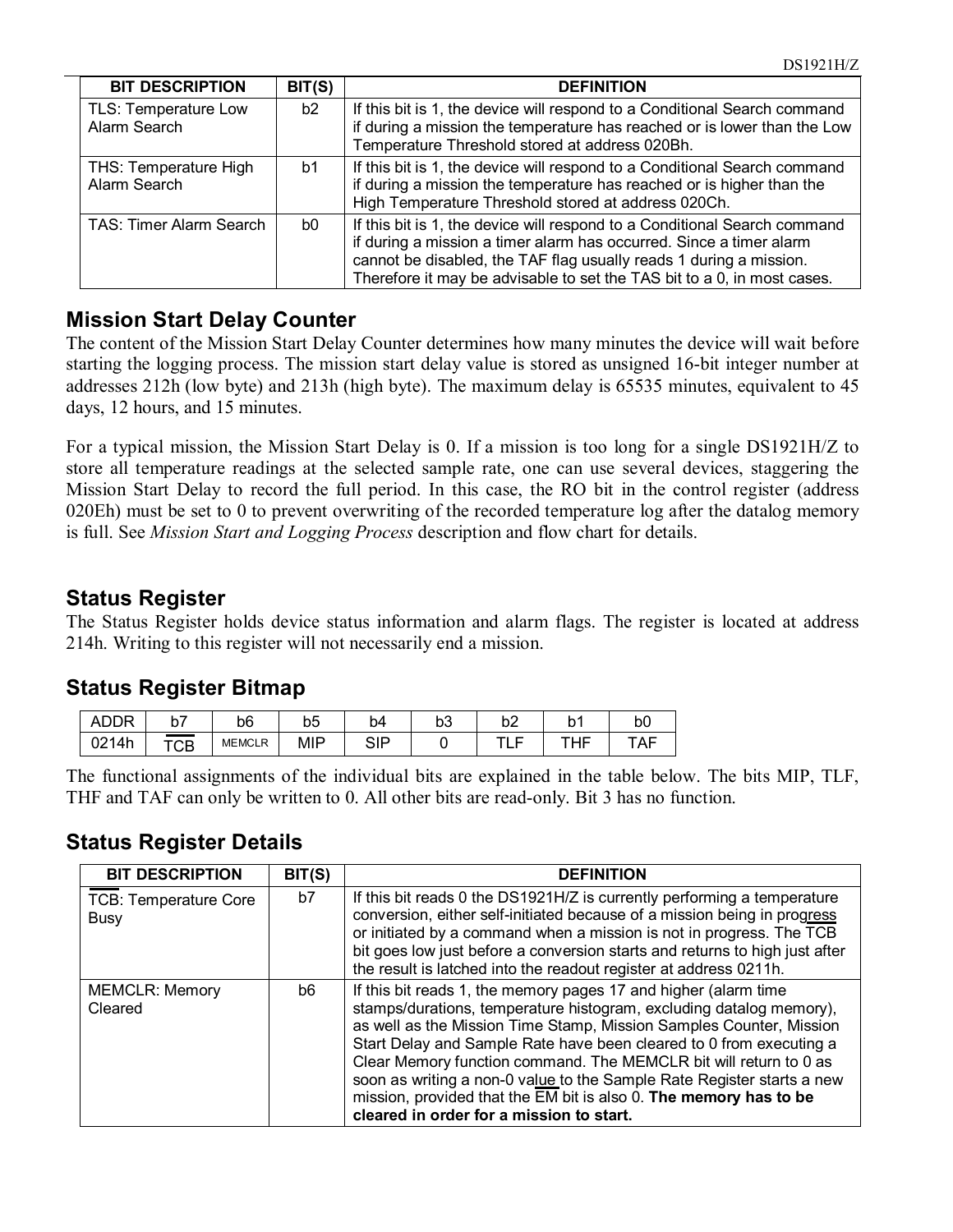| BIT DESCRIPTION | BIT(S) | DEFINITION |
|---|---|---|
| TLS: Temperature Low Alarm Search | b2 | If this bit is 1, the device will respond to a Conditional Search command if during a mission the temperature has reached or is lower than the Low Temperature Threshold stored at address 020Bh. |
| THS: Temperature High Alarm Search | b1 | If this bit is 1, the device will respond to a Conditional Search command if during a mission the temperature has reached or is higher than the High Temperature Threshold stored at address 020Ch. |
| TAS: Timer Alarm Search | b0 | If this bit is 1, the device will respond to a Conditional Search command if during a mission a timer alarm has occurred. Since a timer alarm cannot be disabled, the TAF flag usually reads 1 during a mission. Therefore it may be advisable to set the TAS bit to a 0, in most cases. |

## Mission Start Delay Counter

The content of the Mission Start Delay Counter determines how many minutes the device will wait before starting the logging process. The mission start delay value is stored as unsigned 16-bit integer number at addresses 212h (low byte) and 213h (high byte). The maximum delay is 65535 minutes, equivalent to 45 days, 12 hours, and 15 minutes.

For a typical mission, the Mission Start Delay is 0. If a mission is too long for a single DS1921H/Z to store all temperature readings at the selected sample rate, one can use several devices, staggering the Mission Start Delay to record the full period. In this case, the RO bit in the control register (address 020Eh) must be set to 0 to prevent overwriting of the recorded temperature log after the datalog memory is full. See *Mission Start and Logging Process* description and flow chart for details.

## Status Register

The Status Register holds device status information and alarm flags. The register is located at address 214h. Writing to this register will not necessarily end a mission.

## Status Register Bitmap

| ADDR | b7 | b6 | b5 | b4 | b3 | b2 | b1 | b0 |
|---|---|---|---|---|---|---|---|---|
| 0214h | $\overline{\text{TCB}}$ | MEMCLR | MIP | SIP | 0 | TLF | THF | TAF |

The functional assignments of the individual bits are explained in the table below. The bits MIP, TLF, THF and TAF can only be written to 0. All other bits are read-only. Bit 3 has no function.

## Status Register Details

| BIT DESCRIPTION | BIT(S) | DEFINITION |
|---|---|---|
| $\overline{\text{TCB}}$: Temperature Core Busy | b7 | If this bit reads 0 the DS1921H/Z is currently performing a temperature conversion, either self-initiated because of a mission being in progress or initiated by a command when a mission is not in progress. The $\overline{\text{TCB}}$ bit goes low just before a conversion starts and returns to high just after the result is latched into the readout register at address 0211h. |
| MEMCLR: Memory Cleared | b6 | If this bit reads 1, the memory pages 17 and higher (alarm time stamps/durations, temperature histogram, excluding datalog memory), as well as the Mission Time Stamp, Mission Samples Counter, Mission Start Delay and Sample Rate have been cleared to 0 from executing a Clear Memory function command. The MEMCLR bit will return to 0 as soon as writing a non-0 value to the Sample Rate Register starts a new mission, provided that the $\overline{\text{EM}}$ bit is also 0. **The memory has to be cleared in order for a mission to start.** |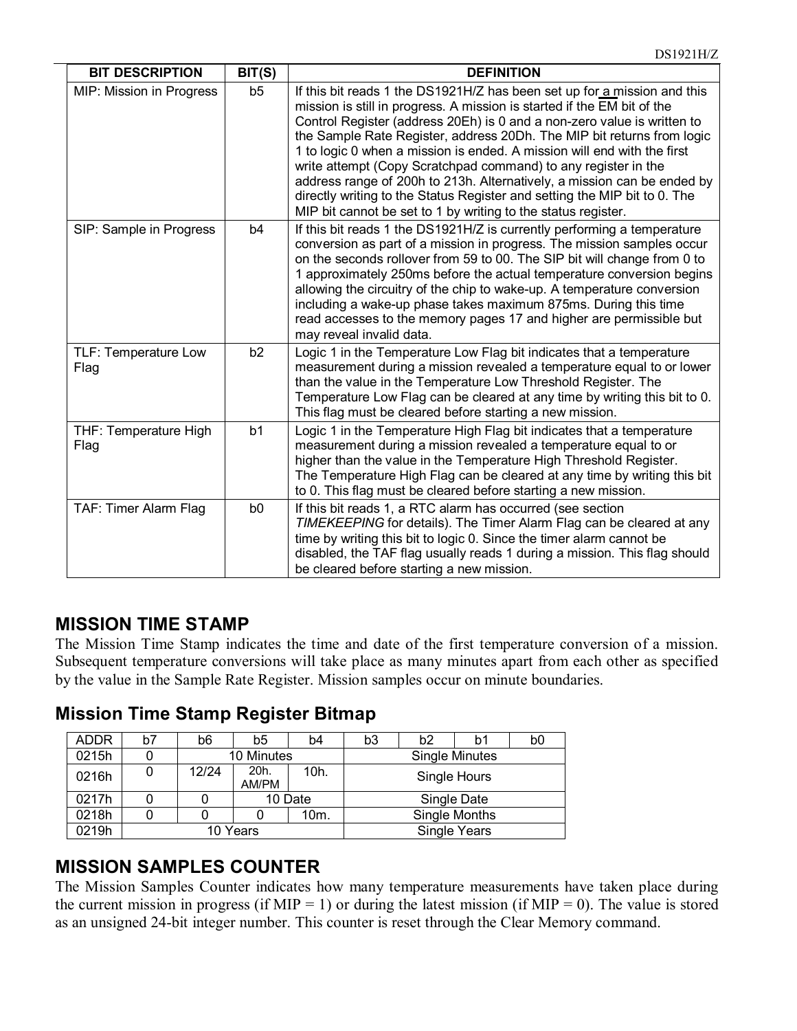| BIT DESCRIPTION | BIT(S) | DEFINITION |
|---|---|---|
| MIP: Mission in Progress | b5 | If this bit reads 1 the DS1921H/Z has been set up for a mission and this mission is still in progress. A mission is started if the $\overline{EM}$ bit of the Control Register (address 20Eh) is 0 and a non-zero value is written to the Sample Rate Register, address 20Dh. The MIP bit returns from logic 1 to logic 0 when a mission is ended. A mission will end with the first write attempt (Copy Scratchpad command) to any register in the address range of 200h to 213h. Alternatively, a mission can be ended by directly writing to the Status Register and setting the MIP bit to 0. The MIP bit cannot be set to 1 by writing to the status register. |
| SIP: Sample in Progress | b4 | If this bit reads 1 the DS1921H/Z is currently performing a temperature conversion as part of a mission in progress. The mission samples occur on the seconds rollover from 59 to 00. The SIP bit will change from 0 to 1 approximately 250ms before the actual temperature conversion begins allowing the circuitry of the chip to wake-up. A temperature conversion including a wake-up phase takes maximum 875ms. During this time read accesses to the memory pages 17 and higher are permissible but may reveal invalid data. |
| TLF: Temperature Low Flag | b2 | Logic 1 in the Temperature Low Flag bit indicates that a temperature measurement during a mission revealed a temperature equal to or lower than the value in the Temperature Low Threshold Register. The Temperature Low Flag can be cleared at any time by writing this bit to 0. This flag must be cleared before starting a new mission. |
| THF: Temperature High Flag | b1 | Logic 1 in the Temperature High Flag bit indicates that a temperature measurement during a mission revealed a temperature equal to or higher than the value in the Temperature High Threshold Register. The Temperature High Flag can be cleared at any time by writing this bit to 0. This flag must be cleared before starting a new mission. |
| TAF: Timer Alarm Flag | b0 | If this bit reads 1, a RTC alarm has occurred (see section *TIMEKEEPING* for details). The Timer Alarm Flag can be cleared at any time by writing this bit to logic 0. Since the timer alarm cannot be disabled, the TAF flag usually reads 1 during a mission. This flag should be cleared before starting a new mission. |

## MISSION TIME STAMP

The Mission Time Stamp indicates the time and date of the first temperature conversion of a mission. Subsequent temperature conversions will take place as many minutes apart from each other as specified by the value in the Sample Rate Register. Mission samples occur on minute boundaries.

### Mission Time Stamp Register Bitmap

| ADDR | b7 | b6 | b5 | b4 | b3 | b2 | b1 | b0 |
|---|---|---|---|---|---|---|---|---|
| 0215h | 0 | 10 Minutes | | | Single Minutes | | | |
| 0216h | 0 | 12/24 | 20h. AM/PM | 10h. | Single Hours | | | |
| 0217h | 0 | 0 | 10 Date | | Single Date | | | |
| 0218h | 0 | 0 | 0 | 10m. | Single Months | | | |
| 0219h | 10 Years | | | | Single Years | | | |

## MISSION SAMPLES COUNTER

The Mission Samples Counter indicates how many temperature measurements have taken place during the current mission in progress (if MIP = 1) or during the latest mission (if MIP = 0). The value is stored as an unsigned 24-bit integer number. This counter is reset through the Clear Memory command.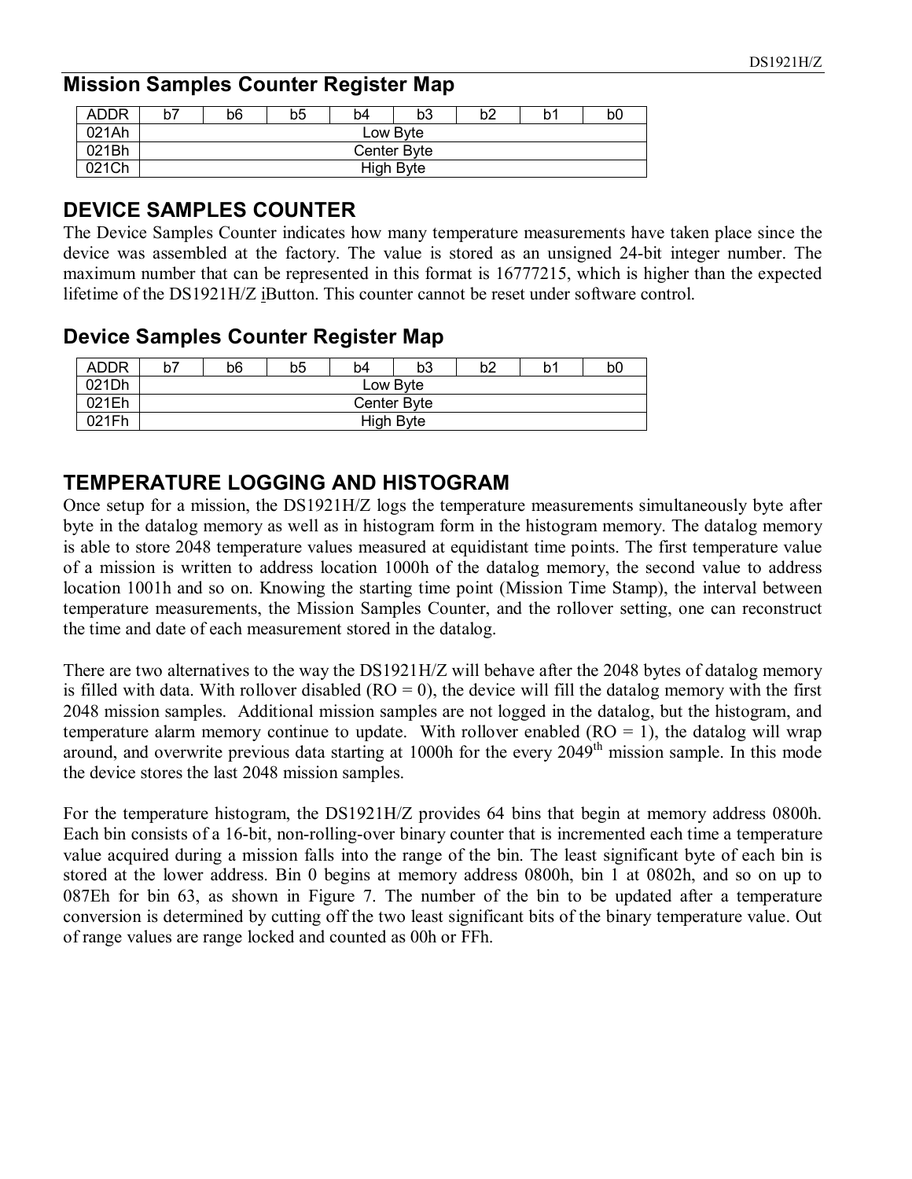## Mission Samples Counter Register Map

| ADDR | b7 | b6 | b5 | b4 | b3 | b2 | b1 | b0 |
|---|---|---|---|---|---|---|---|---|
| 021Ah | Low Byte | | | | | | | |
| 021Bh | Center Byte | | | | | | | |
| 021Ch | High Byte | | | | | | | |

## DEVICE SAMPLES COUNTER

The Device Samples Counter indicates how many temperature measurements have taken place since the device was assembled at the factory. The value is stored as an unsigned 24-bit integer number. The maximum number that can be represented in this format is 16777215, which is higher than the expected lifetime of the DS1921H/Z iButton. This counter cannot be reset under software control.

## Device Samples Counter Register Map

| ADDR | b7 | b6 | b5 | b4 | b3 | b2 | b1 | b0 |
|---|---|---|---|---|---|---|---|---|
| 021Dh | Low Byte | | | | | | | |
| 021Eh | Center Byte | | | | | | | |
| 021Fh | High Byte | | | | | | | |

## TEMPERATURE LOGGING AND HISTOGRAM

Once setup for a mission, the DS1921H/Z logs the temperature measurements simultaneously byte after byte in the datalog memory as well as in histogram form in the histogram memory. The datalog memory is able to store 2048 temperature values measured at equidistant time points. The first temperature value of a mission is written to address location 1000h of the datalog memory, the second value to address location 1001h and so on. Knowing the starting time point (Mission Time Stamp), the interval between temperature measurements, the Mission Samples Counter, and the rollover setting, one can reconstruct the time and date of each measurement stored in the datalog.

There are two alternatives to the way the DS1921H/Z will behave after the 2048 bytes of datalog memory is filled with data. With rollover disabled (RO = 0), the device will fill the datalog memory with the first 2048 mission samples. Additional mission samples are not logged in the datalog, but the histogram, and temperature alarm memory continue to update. With rollover enabled (RO = 1), the datalog will wrap around, and overwrite previous data starting at 1000h for the every 2049th mission sample. In this mode the device stores the last 2048 mission samples.

For the temperature histogram, the DS1921H/Z provides 64 bins that begin at memory address 0800h. Each bin consists of a 16-bit, non-rolling-over binary counter that is incremented each time a temperature value acquired during a mission falls into the range of the bin. The least significant byte of each bin is stored at the lower address. Bin 0 begins at memory address 0800h, bin 1 at 0802h, and so on up to 087Eh for bin 63, as shown in Figure 7. The number of the bin to be updated after a temperature conversion is determined by cutting off the two least significant bits of the binary temperature value. Out of range values are range locked and counted as 00h or FFh.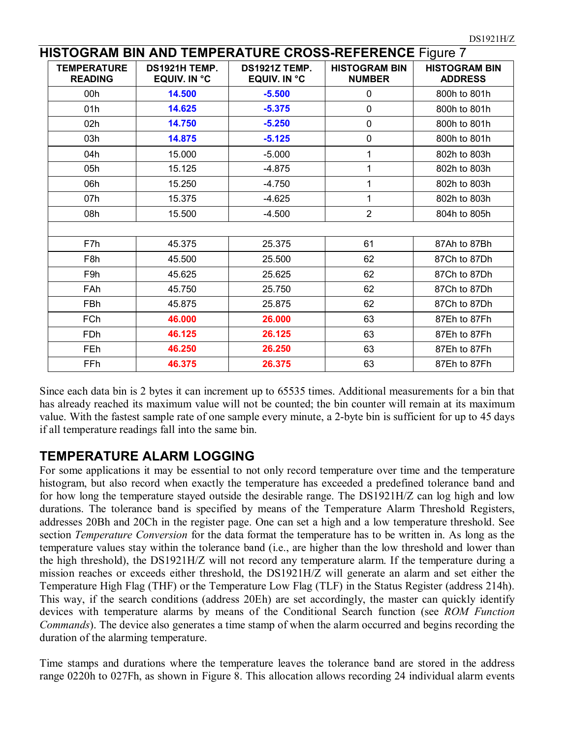## HISTOGRAM BIN AND TEMPERATURE CROSS-REFERENCE Figure 7

| TEMPERATURE READING | DS1921H TEMP. EQUIV. IN °C | DS1921Z TEMP. EQUIV. IN °C | HISTOGRAM BIN NUMBER | HISTOGRAM BIN ADDRESS |
|---|---|---|---|---|
| 00h | **14.500** | **-5.500** | 0 | 800h to 801h |
| 01h | **14.625** | **-5.375** | 0 | 800h to 801h |
| 02h | **14.750** | **-5.250** | 0 | 800h to 801h |
| 03h | **14.875** | **-5.125** | 0 | 800h to 801h |
| 04h | 15.000 | -5.000 | 1 | 802h to 803h |
| 05h | 15.125 | -4.875 | 1 | 802h to 803h |
| 06h | 15.250 | -4.750 | 1 | 802h to 803h |
| 07h | 15.375 | -4.625 | 1 | 802h to 803h |
| 08h | 15.500 | -4.500 | 2 | 804h to 805h |
| | | | | |
| F7h | 45.375 | 25.375 | 61 | 87Ah to 87Bh |
| F8h | 45.500 | 25.500 | 62 | 87Ch to 87Dh |
| F9h | 45.625 | 25.625 | 62 | 87Ch to 87Dh |
| FAh | 45.750 | 25.750 | 62 | 87Ch to 87Dh |
| FBh | 45.875 | 25.875 | 62 | 87Ch to 87Dh |
| FCh | **46.000** | **26.000** | 63 | 87Eh to 87Fh |
| FDh | **46.125** | **26.125** | 63 | 87Eh to 87Fh |
| FEh | **46.250** | **26.250** | 63 | 87Eh to 87Fh |
| FFh | **46.375** | **26.375** | 63 | 87Eh to 87Fh |

Since each data bin is 2 bytes it can increment up to 65535 times. Additional measurements for a bin that has already reached its maximum value will not be counted; the bin counter will remain at its maximum value. With the fastest sample rate of one sample every minute, a 2-byte bin is sufficient for up to 45 days if all temperature readings fall into the same bin.

## TEMPERATURE ALARM LOGGING

For some applications it may be essential to not only record temperature over time and the temperature histogram, but also record when exactly the temperature has exceeded a predefined tolerance band and for how long the temperature stayed outside the desirable range. The DS1921H/Z can log high and low durations. The tolerance band is specified by means of the Temperature Alarm Threshold Registers, addresses 20Bh and 20Ch in the register page. One can set a high and a low temperature threshold. See section *Temperature Conversion* for the data format the temperature has to be written in. As long as the temperature values stay within the tolerance band (i.e., are higher than the low threshold and lower than the high threshold), the DS1921H/Z will not record any temperature alarm. If the temperature during a mission reaches or exceeds either threshold, the DS1921H/Z will generate an alarm and set either the Temperature High Flag (THF) or the Temperature Low Flag (TLF) in the Status Register (address 214h). This way, if the search conditions (address 20Eh) are set accordingly, the master can quickly identify devices with temperature alarms by means of the Conditional Search function (see *ROM Function Commands*). The device also generates a time stamp of when the alarm occurred and begins recording the duration of the alarming temperature.

Time stamps and durations where the temperature leaves the tolerance band are stored in the address range 0220h to 027Fh, as shown in Figure 8. This allocation allows recording 24 individual alarm events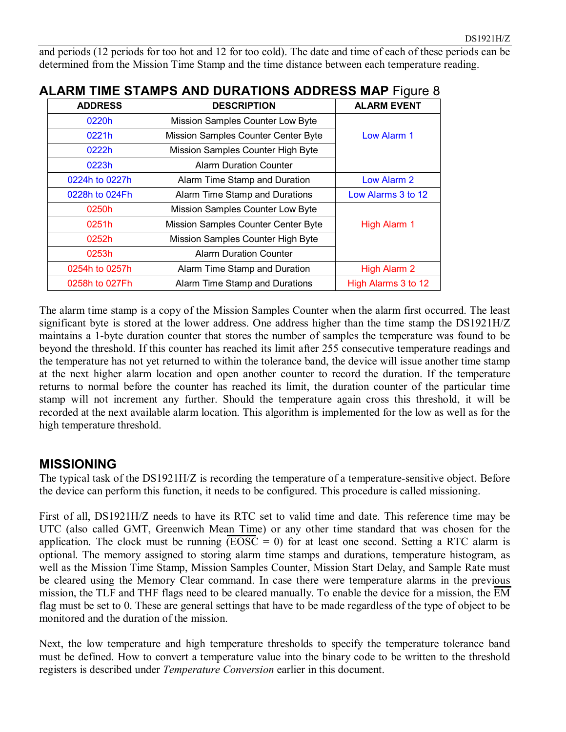and periods (12 periods for too hot and 12 for too cold). The date and time of each of these periods can be determined from the Mission Time Stamp and the time distance between each temperature reading.

## ALARM TIME STAMPS AND DURATIONS ADDRESS MAP Figure 8

| ADDRESS | DESCRIPTION | ALARM EVENT |
|---|---|---|
| 0220h | Mission Samples Counter Low Byte | Low Alarm 1 |
| 0221h | Mission Samples Counter Center Byte | |
| 0222h | Mission Samples Counter High Byte | |
| 0223h | Alarm Duration Counter | |
| 0224h to 0227h | Alarm Time Stamp and Duration | Low Alarm 2 |
| 0228h to 024Fh | Alarm Time Stamp and Durations | Low Alarms 3 to 12 |
| 0250h | Mission Samples Counter Low Byte | High Alarm 1 |
| 0251h | Mission Samples Counter Center Byte | |
| 0252h | Mission Samples Counter High Byte | |
| 0253h | Alarm Duration Counter | |
| 0254h to 0257h | Alarm Time Stamp and Duration | High Alarm 2 |
| 0258h to 027Fh | Alarm Time Stamp and Durations | High Alarms 3 to 12 |

The alarm time stamp is a copy of the Mission Samples Counter when the alarm first occurred. The least significant byte is stored at the lower address. One address higher than the time stamp the DS1921H/Z maintains a 1-byte duration counter that stores the number of samples the temperature was found to be beyond the threshold. If this counter has reached its limit after 255 consecutive temperature readings and the temperature has not yet returned to within the tolerance band, the device will issue another time stamp at the next higher alarm location and open another counter to record the duration. If the temperature returns to normal before the counter has reached its limit, the duration counter of the particular time stamp will not increment any further. Should the temperature again cross this threshold, it will be recorded at the next available alarm location. This algorithm is implemented for the low as well as for the high temperature threshold.

## MISSIONING

The typical task of the DS1921H/Z is recording the temperature of a temperature-sensitive object. Before the device can perform this function, it needs to be configured. This procedure is called missioning.

First of all, DS1921H/Z needs to have its RTC set to valid time and date. This reference time may be UTC (also called GMT, Greenwich Mean Time) or any other time standard that was chosen for the application. The clock must be running ($\overline{\text{EOSC}}$ = 0) for at least one second. Setting a RTC alarm is optional. The memory assigned to storing alarm time stamps and durations, temperature histogram, as well as the Mission Time Stamp, Mission Samples Counter, Mission Start Delay, and Sample Rate must be cleared using the Memory Clear command. In case there were temperature alarms in the previous mission, the TLF and THF flags need to be cleared manually. To enable the device for a mission, the $\overline{\text{EM}}$ flag must be set to 0. These are general settings that have to be made regardless of the type of object to be monitored and the duration of the mission.

Next, the low temperature and high temperature thresholds to specify the temperature tolerance band must be defined. How to convert a temperature value into the binary code to be written to the threshold registers is described under *Temperature Conversion* earlier in this document.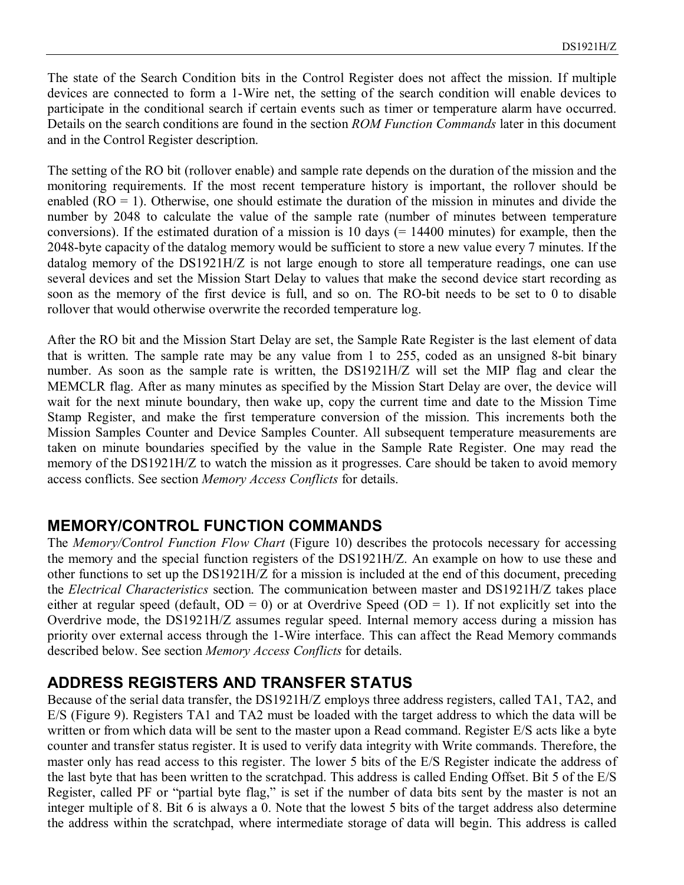The state of the Search Condition bits in the Control Register does not affect the mission. If multiple devices are connected to form a 1-Wire net, the setting of the search condition will enable devices to participate in the conditional search if certain events such as timer or temperature alarm have occurred. Details on the search conditions are found in the section *ROM Function Commands* later in this document and in the Control Register description.

The setting of the RO bit (rollover enable) and sample rate depends on the duration of the mission and the monitoring requirements. If the most recent temperature history is important, the rollover should be enabled (RO = 1). Otherwise, one should estimate the duration of the mission in minutes and divide the number by 2048 to calculate the value of the sample rate (number of minutes between temperature conversions). If the estimated duration of a mission is 10 days (= 14400 minutes) for example, then the 2048-byte capacity of the datalog memory would be sufficient to store a new value every 7 minutes. If the datalog memory of the DS1921H/Z is not large enough to store all temperature readings, one can use several devices and set the Mission Start Delay to values that make the second device start recording as soon as the memory of the first device is full, and so on. The RO-bit needs to be set to 0 to disable rollover that would otherwise overwrite the recorded temperature log.

After the RO bit and the Mission Start Delay are set, the Sample Rate Register is the last element of data that is written. The sample rate may be any value from 1 to 255, coded as an unsigned 8-bit binary number. As soon as the sample rate is written, the DS1921H/Z will set the MIP flag and clear the MEMCLR flag. After as many minutes as specified by the Mission Start Delay are over, the device will wait for the next minute boundary, then wake up, copy the current time and date to the Mission Time Stamp Register, and make the first temperature conversion of the mission. This increments both the Mission Samples Counter and Device Samples Counter. All subsequent temperature measurements are taken on minute boundaries specified by the value in the Sample Rate Register. One may read the memory of the DS1921H/Z to watch the mission as it progresses. Care should be taken to avoid memory access conflicts. See section *Memory Access Conflicts* for details.

## MEMORY/CONTROL FUNCTION COMMANDS

The *Memory/Control Function Flow Chart* (Figure 10) describes the protocols necessary for accessing the memory and the special function registers of the DS1921H/Z. An example on how to use these and other functions to set up the DS1921H/Z for a mission is included at the end of this document, preceding the *Electrical Characteristics* section. The communication between master and DS1921H/Z takes place either at regular speed (default, OD = 0) or at Overdrive Speed (OD = 1). If not explicitly set into the Overdrive mode, the DS1921H/Z assumes regular speed. Internal memory access during a mission has priority over external access through the 1-Wire interface. This can affect the Read Memory commands described below. See section *Memory Access Conflicts* for details.

## ADDRESS REGISTERS AND TRANSFER STATUS

Because of the serial data transfer, the DS1921H/Z employs three address registers, called TA1, TA2, and E/S (Figure 9). Registers TA1 and TA2 must be loaded with the target address to which the data will be written or from which data will be sent to the master upon a Read command. Register E/S acts like a byte counter and transfer status register. It is used to verify data integrity with Write commands. Therefore, the master only has read access to this register. The lower 5 bits of the E/S Register indicate the address of the last byte that has been written to the scratchpad. This address is called Ending Offset. Bit 5 of the E/S Register, called PF or "partial byte flag," is set if the number of data bits sent by the master is not an integer multiple of 8. Bit 6 is always a 0. Note that the lowest 5 bits of the target address also determine the address within the scratchpad, where intermediate storage of data will begin. This address is called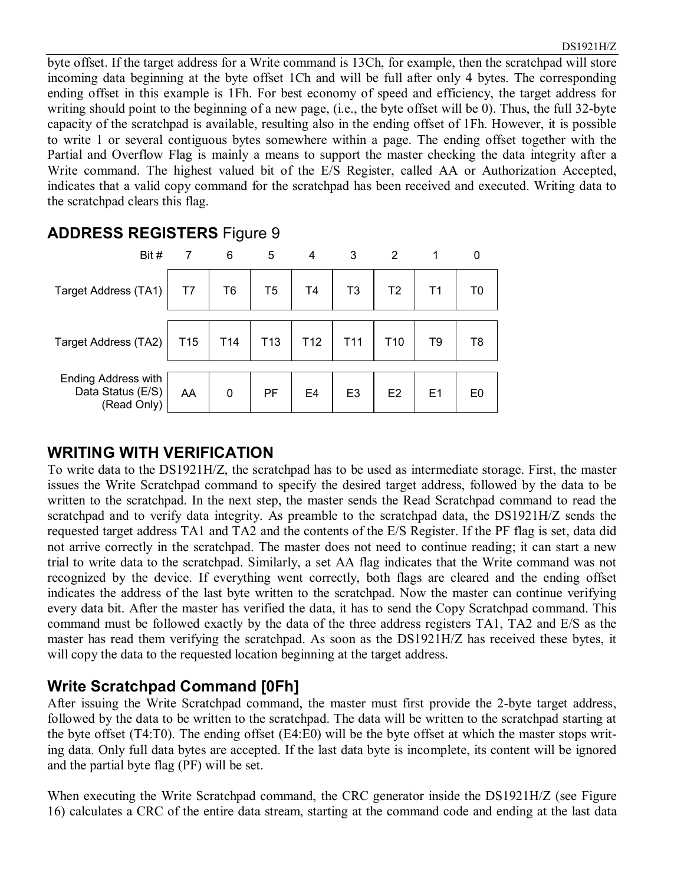byte offset. If the target address for a Write command is 13Ch, for example, then the scratchpad will store incoming data beginning at the byte offset 1Ch and will be full after only 4 bytes. The corresponding ending offset in this example is 1Fh. For best economy of speed and efficiency, the target address for writing should point to the beginning of a new page, (i.e., the byte offset will be 0). Thus, the full 32-byte capacity of the scratchpad is available, resulting also in the ending offset of 1Fh. However, it is possible to write 1 or several contiguous bytes somewhere within a page. The ending offset together with the Partial and Overflow Flag is mainly a means to support the master checking the data integrity after a Write command. The highest valued bit of the E/S Register, called AA or Authorization Accepted, indicates that a valid copy command for the scratchpad has been received and executed. Writing data to the scratchpad clears this flag.

## ADDRESS REGISTERS Figure 9

| Bit # | 7 | 6 | 5 | 4 | 3 | 2 | 1 | 0 |
|---|---|---|---|---|---|---|---|---|
| Target Address (TA1) | T7 | T6 | T5 | T4 | T3 | T2 | T1 | T0 |
| Target Address (TA2) | T15 | T14 | T13 | T12 | T11 | T10 | T9 | T8 |
| Ending Address with Data Status (E/S) (Read Only) | AA | 0 | PF | E4 | E3 | E2 | E1 | E0 |

## WRITING WITH VERIFICATION

To write data to the DS1921H/Z, the scratchpad has to be used as intermediate storage. First, the master issues the Write Scratchpad command to specify the desired target address, followed by the data to be written to the scratchpad. In the next step, the master sends the Read Scratchpad command to read the scratchpad and to verify data integrity. As preamble to the scratchpad data, the DS1921H/Z sends the requested target address TA1 and TA2 and the contents of the E/S Register. If the PF flag is set, data did not arrive correctly in the scratchpad. The master does not need to continue reading; it can start a new trial to write data to the scratchpad. Similarly, a set AA flag indicates that the Write command was not recognized by the device. If everything went correctly, both flags are cleared and the ending offset indicates the address of the last byte written to the scratchpad. Now the master can continue verifying every data bit. After the master has verified the data, it has to send the Copy Scratchpad command. This command must be followed exactly by the data of the three address registers TA1, TA2 and E/S as the master has read them verifying the scratchpad. As soon as the DS1921H/Z has received these bytes, it will copy the data to the requested location beginning at the target address.

### Write Scratchpad Command [0Fh]

After issuing the Write Scratchpad command, the master must first provide the 2-byte target address, followed by the data to be written to the scratchpad. The data will be written to the scratchpad starting at the byte offset (T4:T0). The ending offset (E4:E0) will be the byte offset at which the master stops writing data. Only full data bytes are accepted. If the last data byte is incomplete, its content will be ignored and the partial byte flag (PF) will be set.

When executing the Write Scratchpad command, the CRC generator inside the DS1921H/Z (see Figure 16) calculates a CRC of the entire data stream, starting at the command code and ending at the last data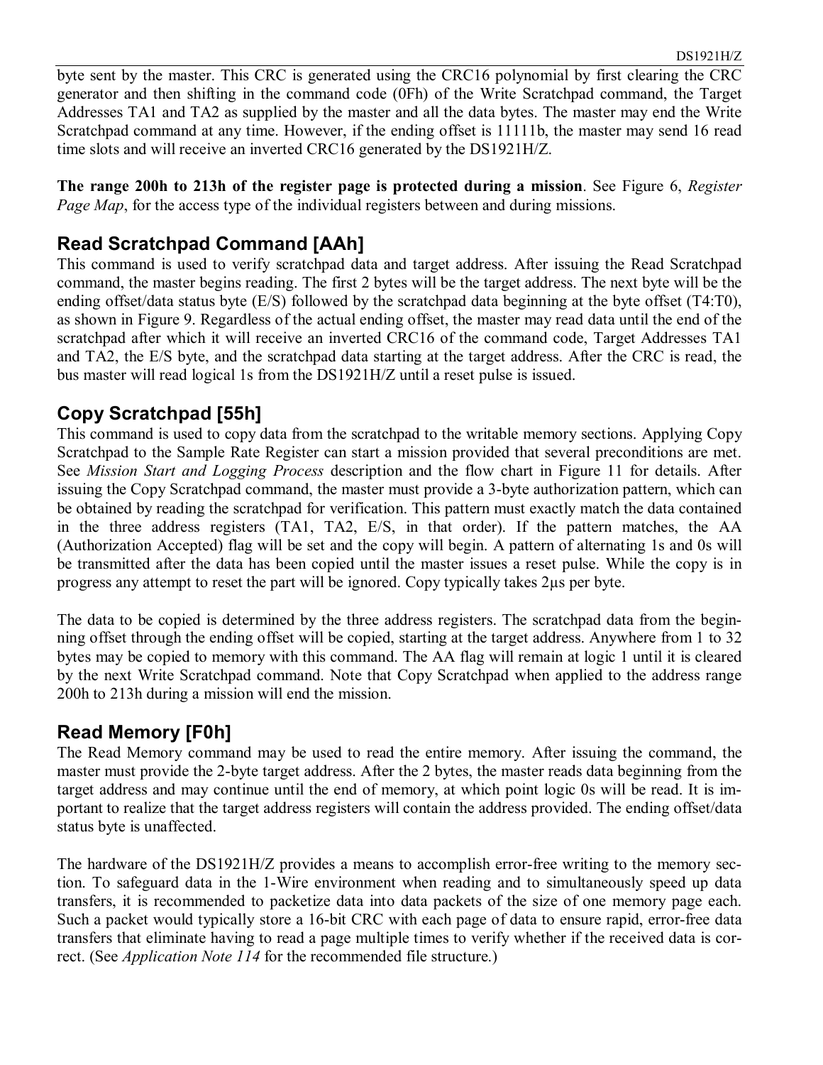byte sent by the master. This CRC is generated using the CRC16 polynomial by first clearing the CRC generator and then shifting in the command code (0Fh) of the Write Scratchpad command, the Target Addresses TA1 and TA2 as supplied by the master and all the data bytes. The master may end the Write Scratchpad command at any time. However, if the ending offset is 11111b, the master may send 16 read time slots and will receive an inverted CRC16 generated by the DS1921H/Z.

**The range 200h to 213h of the register page is protected during a mission**. See Figure 6, *Register Page Map*, for the access type of the individual registers between and during missions.

## Read Scratchpad Command [AAh]

This command is used to verify scratchpad data and target address. After issuing the Read Scratchpad command, the master begins reading. The first 2 bytes will be the target address. The next byte will be the ending offset/data status byte (E/S) followed by the scratchpad data beginning at the byte offset (T4:T0), as shown in Figure 9. Regardless of the actual ending offset, the master may read data until the end of the scratchpad after which it will receive an inverted CRC16 of the command code, Target Addresses TA1 and TA2, the E/S byte, and the scratchpad data starting at the target address. After the CRC is read, the bus master will read logical 1s from the DS1921H/Z until a reset pulse is issued.

## Copy Scratchpad [55h]

This command is used to copy data from the scratchpad to the writable memory sections. Applying Copy Scratchpad to the Sample Rate Register can start a mission provided that several preconditions are met. See *Mission Start and Logging Process* description and the flow chart in Figure 11 for details. After issuing the Copy Scratchpad command, the master must provide a 3-byte authorization pattern, which can be obtained by reading the scratchpad for verification. This pattern must exactly match the data contained in the three address registers (TA1, TA2, E/S, in that order). If the pattern matches, the AA (Authorization Accepted) flag will be set and the copy will begin. A pattern of alternating 1s and 0s will be transmitted after the data has been copied until the master issues a reset pulse. While the copy is in progress any attempt to reset the part will be ignored. Copy typically takes 2µs per byte.

The data to be copied is determined by the three address registers. The scratchpad data from the beginning offset through the ending offset will be copied, starting at the target address. Anywhere from 1 to 32 bytes may be copied to memory with this command. The AA flag will remain at logic 1 until it is cleared by the next Write Scratchpad command. Note that Copy Scratchpad when applied to the address range 200h to 213h during a mission will end the mission.

## Read Memory [F0h]

The Read Memory command may be used to read the entire memory. After issuing the command, the master must provide the 2-byte target address. After the 2 bytes, the master reads data beginning from the target address and may continue until the end of memory, at which point logic 0s will be read. It is important to realize that the target address registers will contain the address provided. The ending offset/data status byte is unaffected.

The hardware of the DS1921H/Z provides a means to accomplish error-free writing to the memory section. To safeguard data in the 1-Wire environment when reading and to simultaneously speed up data transfers, it is recommended to packetize data into data packets of the size of one memory page each. Such a packet would typically store a 16-bit CRC with each page of data to ensure rapid, error-free data transfers that eliminate having to read a page multiple times to verify whether if the received data is correct. (See *Application Note 114* for the recommended file structure.)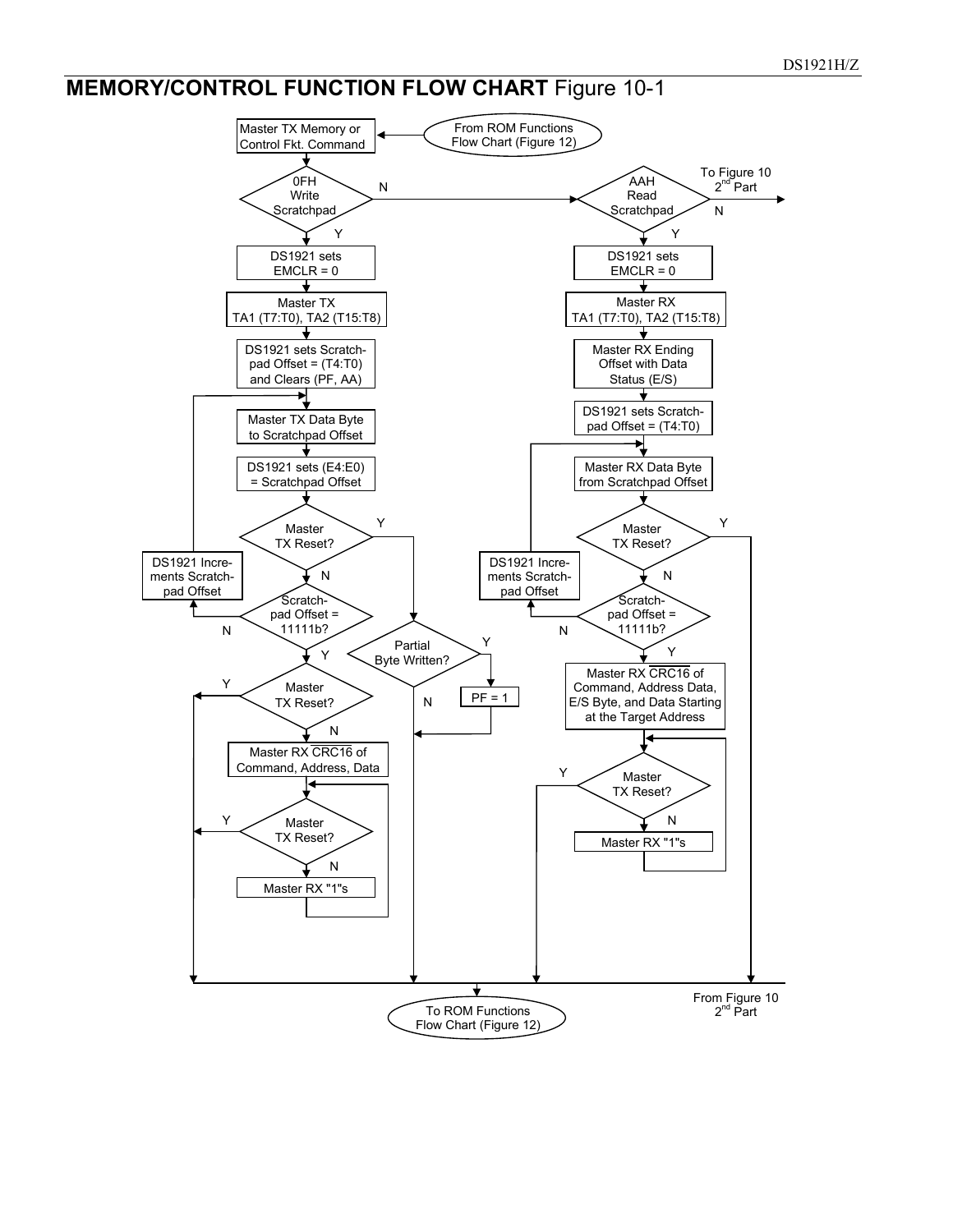## MEMORY/CONTROL FUNCTION FLOW CHART Figure 10-1

From ROM Functions Flow Chart (Figure 12)

Master TX Memory or Control Fkt. Command

0FH Write Scratchpad — N → AAH Read Scratchpad — N → To Figure 10 2nd Part

**Write Scratchpad (0FH) — Y:**

- DS1921 sets EMCLR = 0
- Master TX TA1 (T7:T0), TA2 (T15:T8)
- DS1921 sets Scratchpad Offset = (T4:T0) and Clears (PF, AA)
- Master TX Data Byte to Scratchpad Offset
- DS1921 sets (E4:E0) = Scratchpad Offset
- Master TX Reset?
  - Y → Partial Byte Written?
    - Y → PF = 1
    - N
  - N → Scratchpad Offset = 11111b?
    - N → DS1921 Increments Scratchpad Offset (back to Master TX Data Byte to Scratchpad Offset)
    - Y → Master TX Reset?
      - Y
      - N → Master RX $\overline{CRC16}$ of Command, Address, Data
        - Master TX Reset?
          - Y
          - N → Master RX "1"s

**Read Scratchpad (AAH) — Y:**

- DS1921 sets EMCLR = 0
- Master RX TA1 (T7:T0), TA2 (T15:T8)
- Master RX Ending Offset with Data Status (E/S)
- DS1921 sets Scratchpad Offset = (T4:T0)
- Master RX Data Byte from Scratchpad Offset
- Master TX Reset?
  - Y
  - N → Scratchpad Offset = 11111b?
    - N → DS1921 Increments Scratchpad Offset (back to Master RX Data Byte from Scratchpad Offset)
    - Y → Master RX $\overline{CRC16}$ of Command, Address Data, E/S Byte, and Data Starting at the Target Address
      - Master TX Reset?
        - Y
        - N → Master RX "1"s

From Figure 10 2nd Part

To ROM Functions Flow Chart (Figure 12)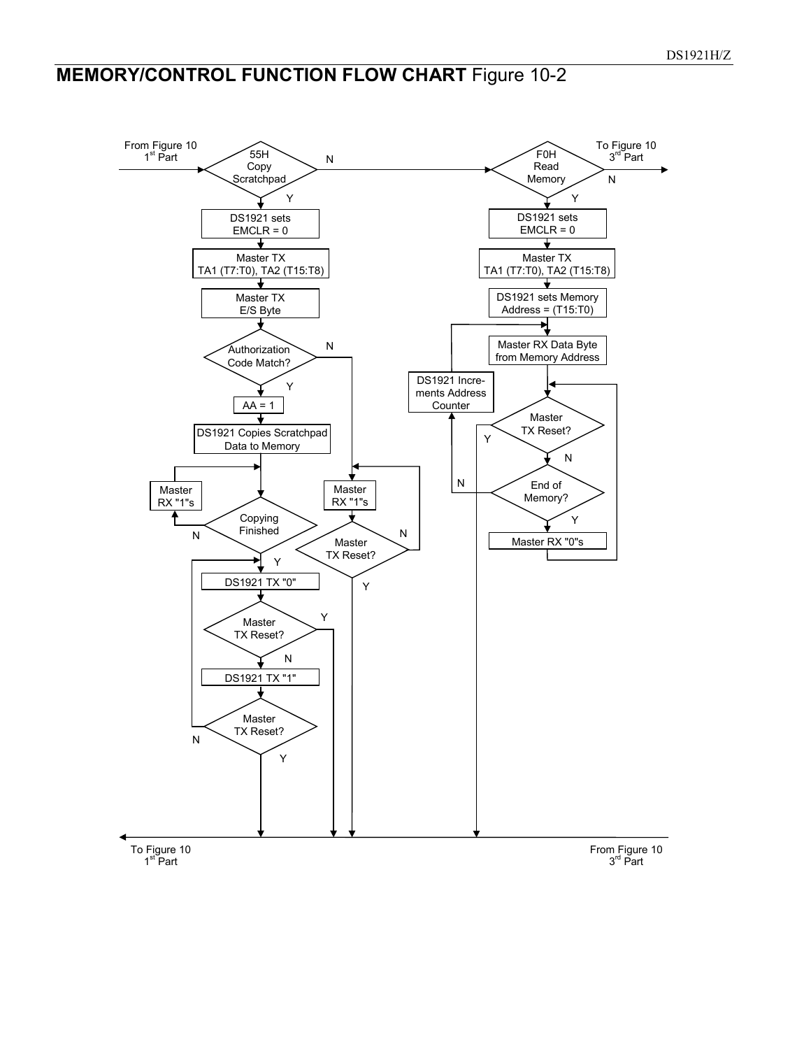## MEMORY/CONTROL FUNCTION FLOW CHART Figure 10-2

From Figure 10 1st Part

55H Copy Scratchpad — N → F0H Read Memory

**55H Copy Scratchpad (Y):**

- DS1921 sets EMCLR = 0
- Master TX TA1 (T7:T0), TA2 (T15:T8)
- Master TX E/S Byte
- Authorization Code Match?
  - Y:
    - AA = 1
    - DS1921 Copies Scratchpad Data to Memory
    - Copying Finished? — N → Master RX "1"s (loop back)
    - Y:
      - DS1921 TX "0"
      - Master TX Reset? — Y → To Figure 10 1st Part
      - N: DS1921 TX "1"
      - Master TX Reset? — N → DS1921 TX "0" (loop); Y → To Figure 10 1st Part
  - N:
    - Master RX "1"s
    - Master TX Reset? — N → Master RX "1"s (loop); Y → To Figure 10 1st Part

**F0H Read Memory (Y):**

- DS1921 sets EMCLR = 0
- Master TX TA1 (T7:T0), TA2 (T15:T8)
- DS1921 sets Memory Address = (T15:T0)
- Master RX Data Byte from Memory Address
- Master TX Reset? — Y → To Figure 10 1st Part
- N: End of Memory?
  - N → DS1921 Increments Address Counter → Master RX Data Byte from Memory Address
  - Y → Master RX "0"s → Master TX Reset?

F0H Read Memory — N → To Figure 10 3rd Part

To Figure 10 1st Part ← From Figure 10 3rd Part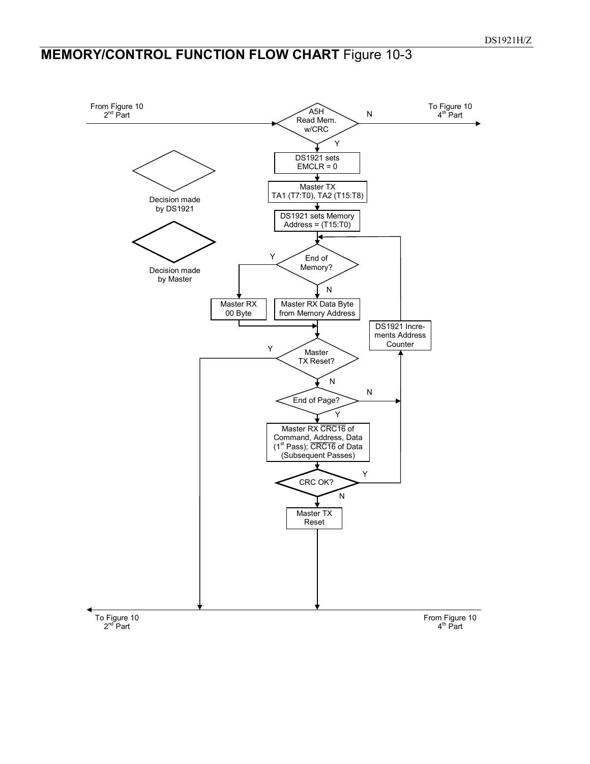## MEMORY/CONTROL FUNCTION FLOW CHART Figure 10-3

From Figure 10 2nd Part

A5H Read Mem. w/CRC

N

To Figure 10 4th Part

Y

DS1921 sets EMCLR = 0

Decision made by DS1921

Master TX TA1 (T7:T0), TA2 (T15:T8)

DS1921 sets Memory Address = (T15:T0)

Decision made by Master

Y

End of Memory?

N

Master RX 00 Byte

Master RX Data Byte from Memory Address

DS1921 Increments Address Counter

Y

Master TX Reset?

N

N

End of Page?

Y

Master RX $\overline{\text{CRC16}}$ of Command, Address, Data (1st Pass); $\overline{\text{CRC16}}$ of Data (Subsequent Passes)

Y

CRC OK?

N

Master TX Reset

To Figure 10 2nd Part

From Figure 10 4th Part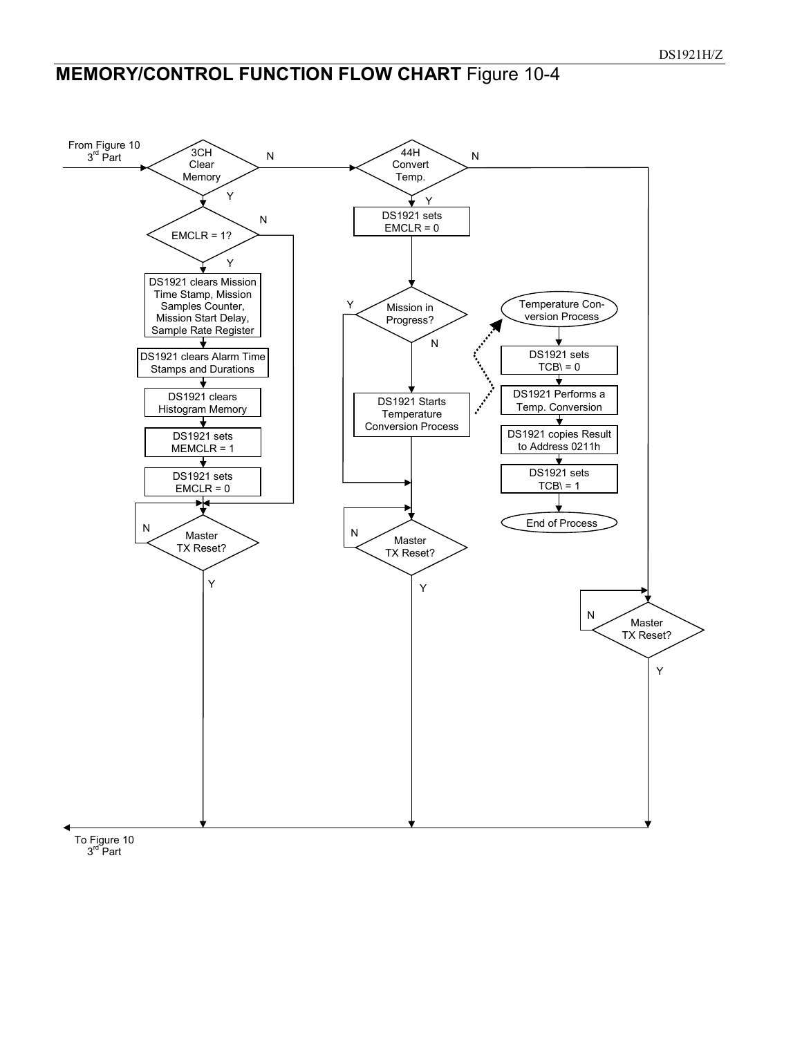## MEMORY/CONTROL FUNCTION FLOW CHART Figure 10-4

From Figure 10 3[rd] Part

3CH Clear Memory

N

Y

EMCLR = 1?

N

Y

DS1921 clears Mission Time Stamp, Mission Samples Counter, Mission Start Delay, Sample Rate Register

DS1921 clears Alarm Time Stamps and Durations

DS1921 clears Histogram Memory

DS1921 sets MEMCLR = 1

DS1921 sets EMCLR = 0

N

Master TX Reset?

Y

44H Convert Temp.

N

Y

DS1921 sets EMCLR = 0

Y

Mission in Progress?

N

DS1921 Starts Temperature Conversion Process

N

Master TX Reset?

Y

Temperature Conversion Process

DS1921 sets TCB\ = 0

DS1921 Performs a Temp. Conversion

DS1921 copies Result to Address 0211h

DS1921 sets TCB\ = 1

End of Process

N

Master TX Reset?

Y

To Figure 10 3[rd] Part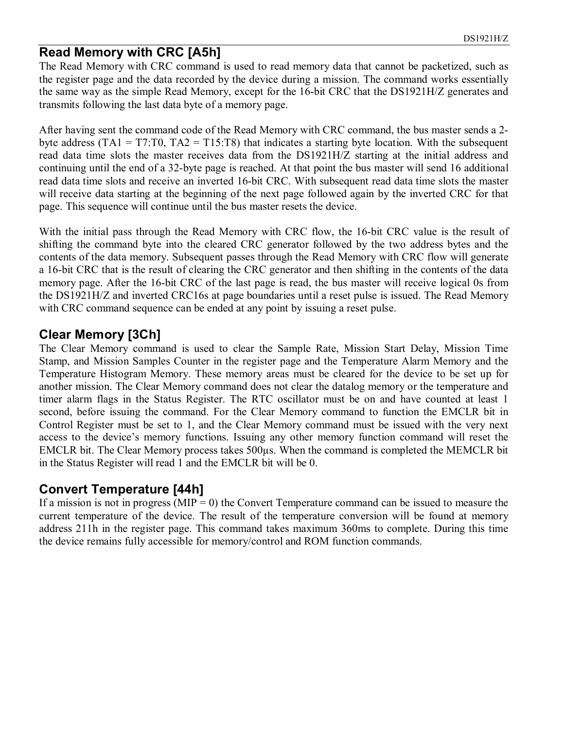## Read Memory with CRC [A5h]

The Read Memory with CRC command is used to read memory data that cannot be packetized, such as the register page and the data recorded by the device during a mission. The command works essentially the same way as the simple Read Memory, except for the 16-bit CRC that the DS1921H/Z generates and transmits following the last data byte of a memory page.

After having sent the command code of the Read Memory with CRC command, the bus master sends a 2-byte address (TA1 = T7:T0, TA2 = T15:T8) that indicates a starting byte location. With the subsequent read data time slots the master receives data from the DS1921H/Z starting at the initial address and continuing until the end of a 32-byte page is reached. At that point the bus master will send 16 additional read data time slots and receive an inverted 16-bit CRC. With subsequent read data time slots the master will receive data starting at the beginning of the next page followed again by the inverted CRC for that page. This sequence will continue until the bus master resets the device.

With the initial pass through the Read Memory with CRC flow, the 16-bit CRC value is the result of shifting the command byte into the cleared CRC generator followed by the two address bytes and the contents of the data memory. Subsequent passes through the Read Memory with CRC flow will generate a 16-bit CRC that is the result of clearing the CRC generator and then shifting in the contents of the data memory page. After the 16-bit CRC of the last page is read, the bus master will receive logical 0s from the DS1921H/Z and inverted CRC16s at page boundaries until a reset pulse is issued. The Read Memory with CRC command sequence can be ended at any point by issuing a reset pulse.

## Clear Memory [3Ch]

The Clear Memory command is used to clear the Sample Rate, Mission Start Delay, Mission Time Stamp, and Mission Samples Counter in the register page and the Temperature Alarm Memory and the Temperature Histogram Memory. These memory areas must be cleared for the device to be set up for another mission. The Clear Memory command does not clear the datalog memory or the temperature and timer alarm flags in the Status Register. The RTC oscillator must be on and have counted at least 1 second, before issuing the command. For the Clear Memory command to function the EMCLR bit in Control Register must be set to 1, and the Clear Memory command must be issued with the very next access to the device's memory functions. Issuing any other memory function command will reset the EMCLR bit. The Clear Memory process takes 500µs. When the command is completed the MEMCLR bit in the Status Register will read 1 and the EMCLR bit will be 0.

## Convert Temperature [44h]

If a mission is not in progress (MIP = 0) the Convert Temperature command can be issued to measure the current temperature of the device. The result of the temperature conversion will be found at memory address 211h in the register page. This command takes maximum 360ms to complete. During this time the device remains fully accessible for memory/control and ROM function commands.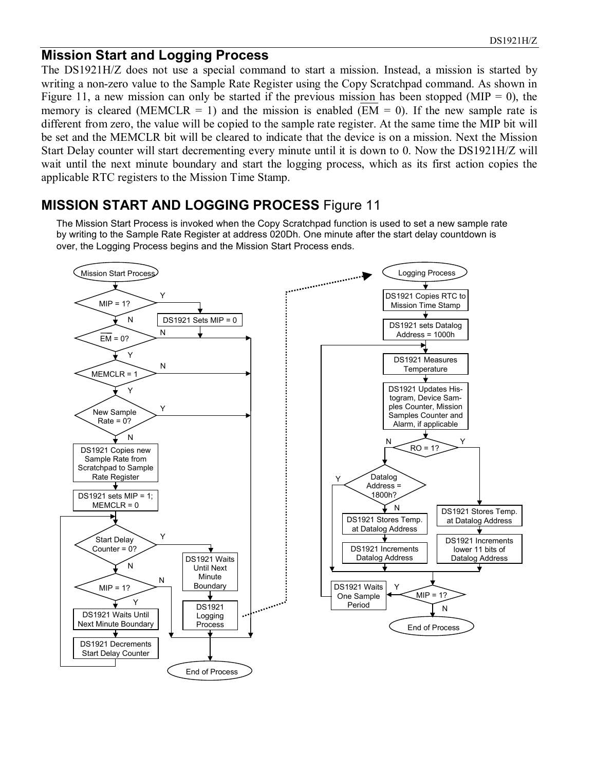## Mission Start and Logging Process

The DS1921H/Z does not use a special command to start a mission. Instead, a mission is started by writing a non-zero value to the Sample Rate Register using the Copy Scratchpad command. As shown in Figure 11, a new mission can only be started if the previous mission has been stopped (MIP = 0), the memory is cleared (MEMCLR = 1) and the mission is enabled ($\overline{EM}$ = 0). If the new sample rate is different from zero, the value will be copied to the sample rate register. At the same time the MIP bit will be set and the MEMCLR bit will be cleared to indicate that the device is on a mission. Next the Mission Start Delay counter will start decrementing every minute until it is down to 0. Now the DS1921H/Z will wait until the next minute boundary and start the logging process, which as its first action copies the applicable RTC registers to the Mission Time Stamp.

## MISSION START AND LOGGING PROCESS Figure 11

The Mission Start Process is invoked when the Copy Scratchpad function is used to set a new sample rate by writing to the Sample Rate Register at address 020Dh. One minute after the start delay countdown is over, the Logging Process begins and the Mission Start Process ends.

Mission Start Process

- MIP = 1? — Y: DS1921 Sets MIP = 0, then End of Process; N: continue
- $\overline{EM}$ = 0? — N: End of Process; Y: continue
- MEMCLR = 1 — N: End of Process; Y: continue
- New Sample Rate = 0? — Y: End of Process; N: continue
- DS1921 Copies new Sample Rate from Scratchpad to Sample Rate Register
- DS1921 sets MIP = 1; MEMCLR = 0
- Start Delay Counter = 0? — Y: DS1921 Waits Until Next Minute Boundary → DS1921 Logging Process → End of Process; N: continue
- MIP = 1? — N: End of Process; Y: continue
- DS1921 Waits Until Next Minute Boundary
- DS1921 Decrements Start Delay Counter (loop back to Start Delay Counter = 0?)

End of Process

Logging Process

- DS1921 Copies RTC to Mission Time Stamp
- DS1921 sets Datalog Address = 1000h
- DS1921 Measures Temperature
- DS1921 Updates Histogram, Device Samples Counter, Mission Samples Counter and Alarm, if applicable
- RO = 1?
  - N: Datalog Address = 1800h? — Y: go to MIP = 1?; N: DS1921 Stores Temp. at Datalog Address → DS1921 Increments Datalog Address
  - Y: DS1921 Stores Temp. at Datalog Address → DS1921 Increments lower 11 bits of Datalog Address
- MIP = 1? — Y: DS1921 Waits One Sample Period (loop back to DS1921 Measures Temperature); N: End of Process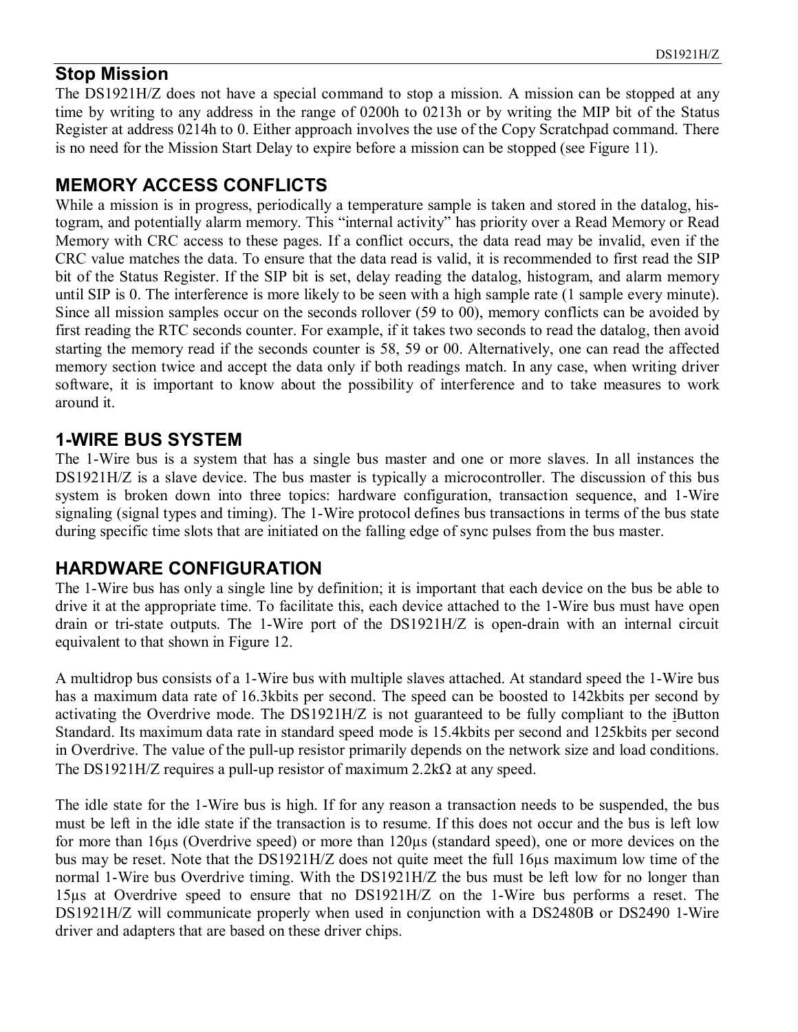## Stop Mission

The DS1921H/Z does not have a special command to stop a mission. A mission can be stopped at any time by writing to any address in the range of 0200h to 0213h or by writing the MIP bit of the Status Register at address 0214h to 0. Either approach involves the use of the Copy Scratchpad command. There is no need for the Mission Start Delay to expire before a mission can be stopped (see Figure 11).

## MEMORY ACCESS CONFLICTS

While a mission is in progress, periodically a temperature sample is taken and stored in the datalog, histogram, and potentially alarm memory. This "internal activity" has priority over a Read Memory or Read Memory with CRC access to these pages. If a conflict occurs, the data read may be invalid, even if the CRC value matches the data. To ensure that the data read is valid, it is recommended to first read the SIP bit of the Status Register. If the SIP bit is set, delay reading the datalog, histogram, and alarm memory until SIP is 0. The interference is more likely to be seen with a high sample rate (1 sample every minute). Since all mission samples occur on the seconds rollover (59 to 00), memory conflicts can be avoided by first reading the RTC seconds counter. For example, if it takes two seconds to read the datalog, then avoid starting the memory read if the seconds counter is 58, 59 or 00. Alternatively, one can read the affected memory section twice and accept the data only if both readings match. In any case, when writing driver software, it is important to know about the possibility of interference and to take measures to work around it.

## 1-WIRE BUS SYSTEM

The 1-Wire bus is a system that has a single bus master and one or more slaves. In all instances the DS1921H/Z is a slave device. The bus master is typically a microcontroller. The discussion of this bus system is broken down into three topics: hardware configuration, transaction sequence, and 1-Wire signaling (signal types and timing). The 1-Wire protocol defines bus transactions in terms of the bus state during specific time slots that are initiated on the falling edge of sync pulses from the bus master.

## HARDWARE CONFIGURATION

The 1-Wire bus has only a single line by definition; it is important that each device on the bus be able to drive it at the appropriate time. To facilitate this, each device attached to the 1-Wire bus must have open drain or tri-state outputs. The 1-Wire port of the DS1921H/Z is open-drain with an internal circuit equivalent to that shown in Figure 12.

A multidrop bus consists of a 1-Wire bus with multiple slaves attached. At standard speed the 1-Wire bus has a maximum data rate of 16.3kbits per second. The speed can be boosted to 142kbits per second by activating the Overdrive mode. The DS1921H/Z is not guaranteed to be fully compliant to the iButton Standard. Its maximum data rate in standard speed mode is 15.4kbits per second and 125kbits per second in Overdrive. The value of the pull-up resistor primarily depends on the network size and load conditions. The DS1921H/Z requires a pull-up resistor of maximum 2.2kΩ at any speed.

The idle state for the 1-Wire bus is high. If for any reason a transaction needs to be suspended, the bus must be left in the idle state if the transaction is to resume. If this does not occur and the bus is left low for more than 16µs (Overdrive speed) or more than 120µs (standard speed), one or more devices on the bus may be reset. Note that the DS1921H/Z does not quite meet the full 16µs maximum low time of the normal 1-Wire bus Overdrive timing. With the DS1921H/Z the bus must be left low for no longer than 15µs at Overdrive speed to ensure that no DS1921H/Z on the 1-Wire bus performs a reset. The DS1921H/Z will communicate properly when used in conjunction with a DS2480B or DS2490 1-Wire driver and adapters that are based on these driver chips.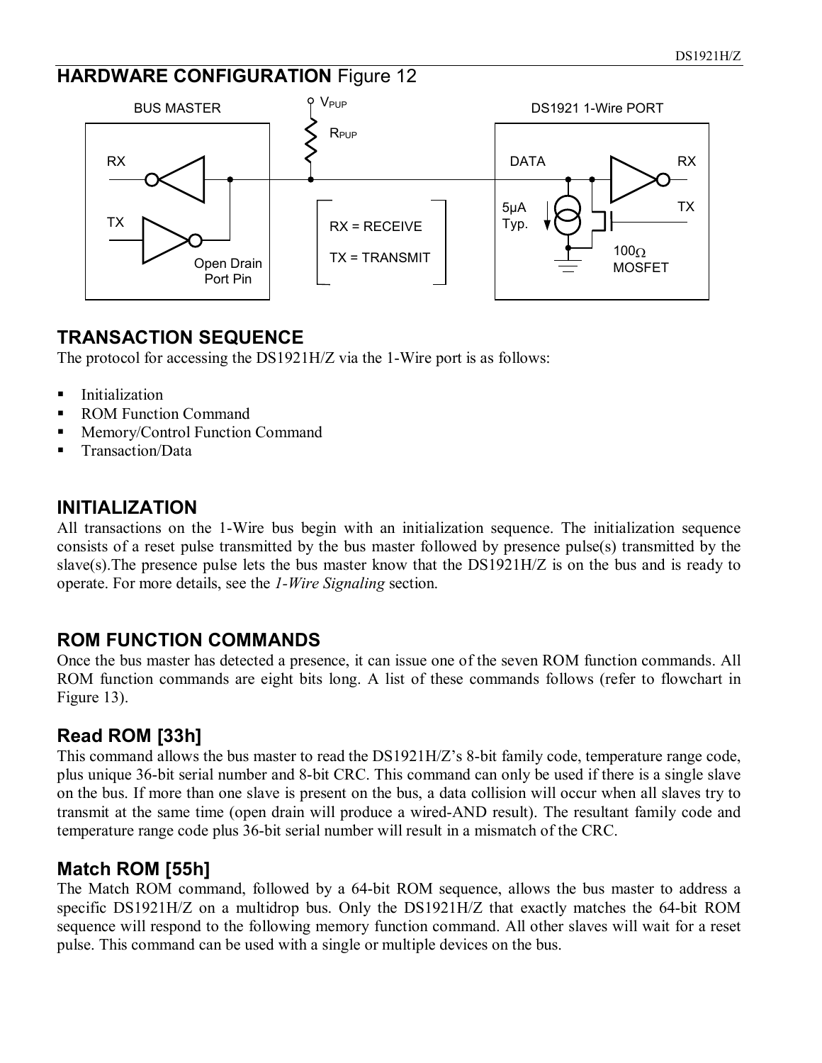## HARDWARE CONFIGURATION Figure 12

BUS MASTER

RX

TX

Open Drain Port Pin

$V_{PUP}$

$R_{PUP}$

RX = RECEIVE

TX = TRANSMIT

DS1921 1-Wire PORT

DATA

RX

TX

5µA Typ.

100Ω MOSFET

## TRANSACTION SEQUENCE

The protocol for accessing the DS1921H/Z via the 1-Wire port is as follows:

- Initialization
- ROM Function Command
- Memory/Control Function Command
- Transaction/Data

## INITIALIZATION

All transactions on the 1-Wire bus begin with an initialization sequence. The initialization sequence consists of a reset pulse transmitted by the bus master followed by presence pulse(s) transmitted by the slave(s).The presence pulse lets the bus master know that the DS1921H/Z is on the bus and is ready to operate. For more details, see the *1-Wire Signaling* section.

## ROM FUNCTION COMMANDS

Once the bus master has detected a presence, it can issue one of the seven ROM function commands. All ROM function commands are eight bits long. A list of these commands follows (refer to flowchart in Figure 13).

### Read ROM [33h]

This command allows the bus master to read the DS1921H/Z's 8-bit family code, temperature range code, plus unique 36-bit serial number and 8-bit CRC. This command can only be used if there is a single slave on the bus. If more than one slave is present on the bus, a data collision will occur when all slaves try to transmit at the same time (open drain will produce a wired-AND result). The resultant family code and temperature range code plus 36-bit serial number will result in a mismatch of the CRC.

### Match ROM [55h]

The Match ROM command, followed by a 64-bit ROM sequence, allows the bus master to address a specific DS1921H/Z on a multidrop bus. Only the DS1921H/Z that exactly matches the 64-bit ROM sequence will respond to the following memory function command. All other slaves will wait for a reset pulse. This command can be used with a single or multiple devices on the bus.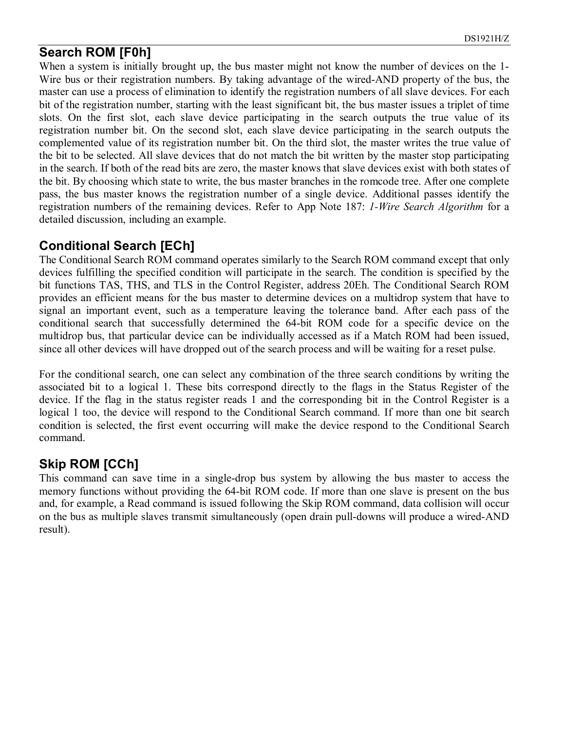## Search ROM [F0h]

When a system is initially brought up, the bus master might not know the number of devices on the 1-Wire bus or their registration numbers. By taking advantage of the wired-AND property of the bus, the master can use a process of elimination to identify the registration numbers of all slave devices. For each bit of the registration number, starting with the least significant bit, the bus master issues a triplet of time slots. On the first slot, each slave device participating in the search outputs the true value of its registration number bit. On the second slot, each slave device participating in the search outputs the complemented value of its registration number bit. On the third slot, the master writes the true value of the bit to be selected. All slave devices that do not match the bit written by the master stop participating in the search. If both of the read bits are zero, the master knows that slave devices exist with both states of the bit. By choosing which state to write, the bus master branches in the romcode tree. After one complete pass, the bus master knows the registration number of a single device. Additional passes identify the registration numbers of the remaining devices. Refer to App Note 187: *1-Wire Search Algorithm* for a detailed discussion, including an example.

## Conditional Search [ECh]

The Conditional Search ROM command operates similarly to the Search ROM command except that only devices fulfilling the specified condition will participate in the search. The condition is specified by the bit functions TAS, THS, and TLS in the Control Register, address 20Eh. The Conditional Search ROM provides an efficient means for the bus master to determine devices on a multidrop system that have to signal an important event, such as a temperature leaving the tolerance band. After each pass of the conditional search that successfully determined the 64-bit ROM code for a specific device on the multidrop bus, that particular device can be individually accessed as if a Match ROM had been issued, since all other devices will have dropped out of the search process and will be waiting for a reset pulse.

For the conditional search, one can select any combination of the three search conditions by writing the associated bit to a logical 1. These bits correspond directly to the flags in the Status Register of the device. If the flag in the status register reads 1 and the corresponding bit in the Control Register is a logical 1 too, the device will respond to the Conditional Search command. If more than one bit search condition is selected, the first event occurring will make the device respond to the Conditional Search command.

## Skip ROM [CCh]

This command can save time in a single-drop bus system by allowing the bus master to access the memory functions without providing the 64-bit ROM code. If more than one slave is present on the bus and, for example, a Read command is issued following the Skip ROM command, data collision will occur on the bus as multiple slaves transmit simultaneously (open drain pull-downs will produce a wired-AND result).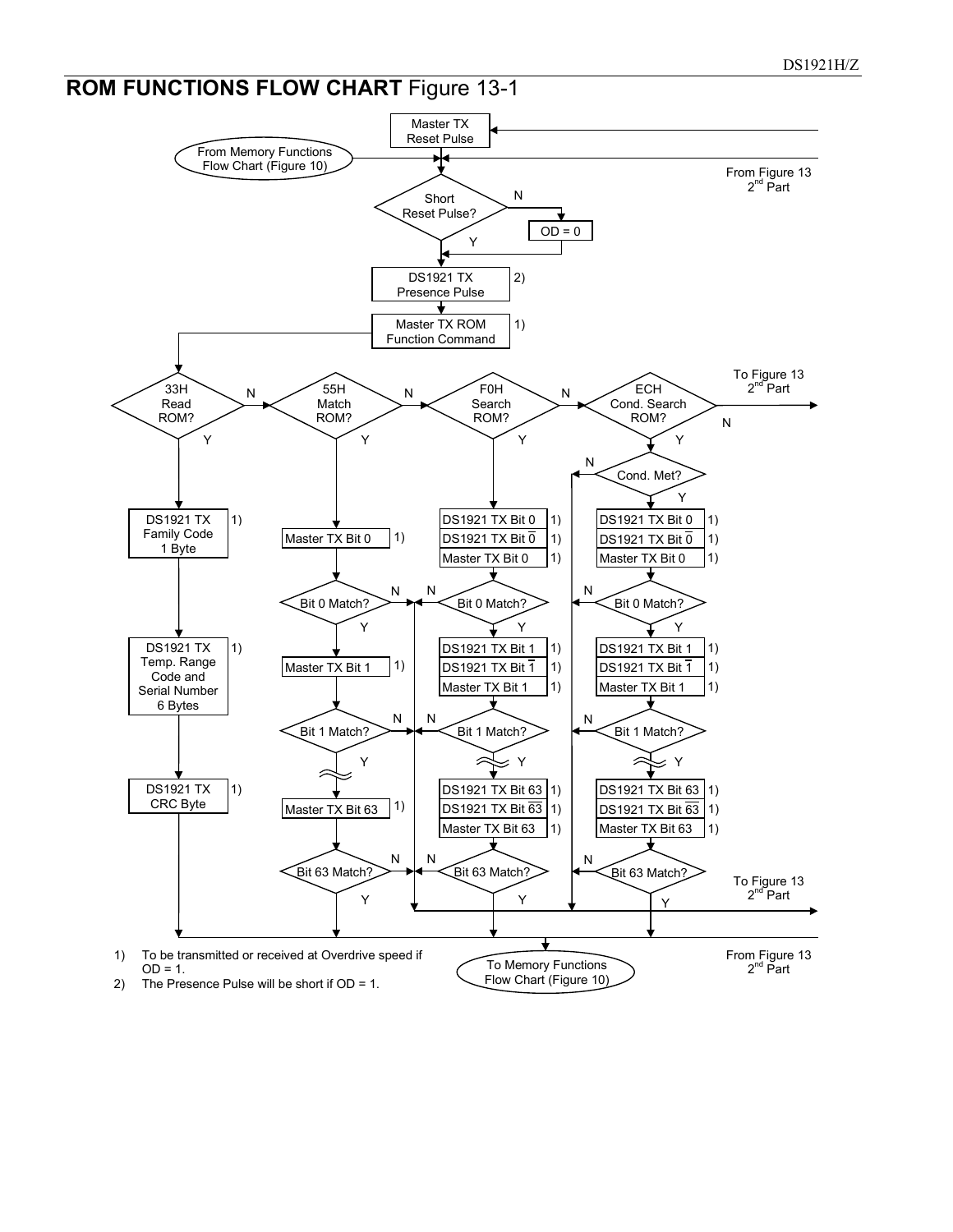## ROM FUNCTIONS FLOW CHART Figure 13-1

Master TX Reset Pulse

From Memory Functions Flow Chart (Figure 10)

From Figure 13 2nd Part

Short Reset Pulse? — N → OD = 0; Y

DS1921 TX Presence Pulse 2)

Master TX ROM Function Command 1)

33H Read ROM? — N → 55H Match ROM? — N → F0H Search ROM? — N → ECH Cond. Search ROM? — N → To Figure 13 2nd Part

**33H Read ROM? Y:**
- DS1921 TX Family Code 1 Byte 1)
- DS1921 TX Temp. Range Code and Serial Number 6 Bytes 1)
- DS1921 TX CRC Byte 1)

**55H Match ROM? Y:**
- Master TX Bit 0 1)
- Bit 0 Match? (N / Y)
- Master TX Bit 1 1)
- Bit 1 Match? (N / Y)
- Master TX Bit 63 1)
- Bit 63 Match? (N / Y)

**F0H Search ROM? Y:**
- DS1921 TX Bit 0 1)
- DS1921 TX Bit $\overline{0}$ 1)
- Master TX Bit 0 1)
- Bit 0 Match? (N / Y)
- DS1921 TX Bit 1 1)
- DS1921 TX Bit $\overline{1}$ 1)
- Master TX Bit 1 1)
- Bit 1 Match? (N / Y)
- DS1921 TX Bit 63 1)
- DS1921 TX Bit $\overline{63}$ 1)
- Master TX Bit 63 1)
- Bit 63 Match? (N / Y)

**ECH Cond. Search ROM? Y:**
- Cond. Met? (N / Y)
- DS1921 TX Bit 0 1)
- DS1921 TX Bit $\overline{0}$ 1)
- Master TX Bit 0 1)
- Bit 0 Match? (N / Y)
- DS1921 TX Bit 1 1)
- DS1921 TX Bit $\overline{1}$ 1)
- Master TX Bit 1 1)
- Bit 1 Match? (N / Y)
- DS1921 TX Bit 63 1)
- DS1921 TX Bit $\overline{63}$ 1)
- Master TX Bit 63 1)
- Bit 63 Match? (N / Y)

To Figure 13 2nd Part

To Memory Functions Flow Chart (Figure 10)

From Figure 13 2nd Part

1) To be transmitted or received at Overdrive speed if OD = 1.
2) The Presence Pulse will be short if OD = 1.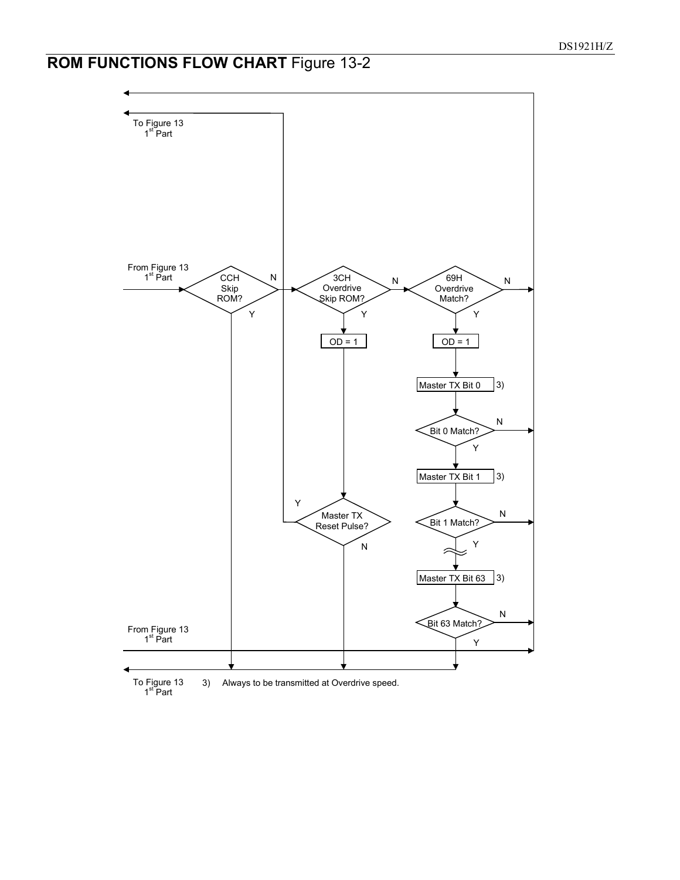## ROM FUNCTIONS FLOW CHART Figure 13-2

To Figure 13 1st Part

From Figure 13 1st Part

CCH Skip ROM?

N

Y

3CH Overdrive Skip ROM?

N

Y

OD = 1

69H Overdrive Match?

N

Y

OD = 1

Master TX Bit 0 3)

Bit 0 Match?

N

Y

Master TX Bit 1 3)

Y

Master TX Reset Pulse?

N

Bit 1 Match?

N

Y

Master TX Bit 63 3)

Bit 63 Match?

N

Y

From Figure 13 1st Part

To Figure 13 1st Part

3) Always to be transmitted at Overdrive speed.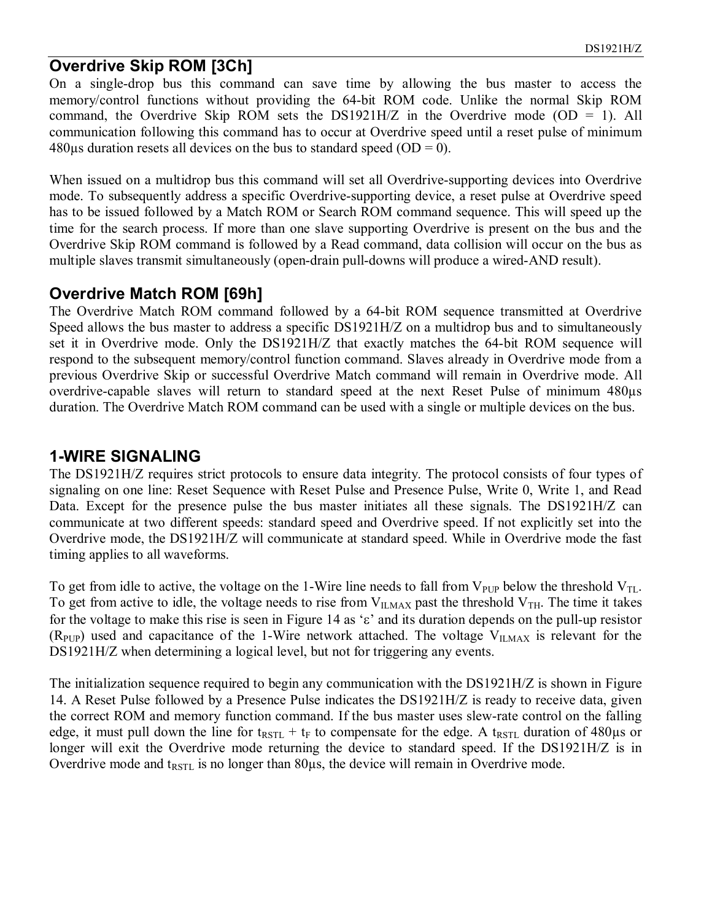## Overdrive Skip ROM [3Ch]

On a single-drop bus this command can save time by allowing the bus master to access the memory/control functions without providing the 64-bit ROM code. Unlike the normal Skip ROM command, the Overdrive Skip ROM sets the DS1921H/Z in the Overdrive mode (OD = 1). All communication following this command has to occur at Overdrive speed until a reset pulse of minimum 480µs duration resets all devices on the bus to standard speed (OD = 0).

When issued on a multidrop bus this command will set all Overdrive-supporting devices into Overdrive mode. To subsequently address a specific Overdrive-supporting device, a reset pulse at Overdrive speed has to be issued followed by a Match ROM or Search ROM command sequence. This will speed up the time for the search process. If more than one slave supporting Overdrive is present on the bus and the Overdrive Skip ROM command is followed by a Read command, data collision will occur on the bus as multiple slaves transmit simultaneously (open-drain pull-downs will produce a wired-AND result).

## Overdrive Match ROM [69h]

The Overdrive Match ROM command followed by a 64-bit ROM sequence transmitted at Overdrive Speed allows the bus master to address a specific DS1921H/Z on a multidrop bus and to simultaneously set it in Overdrive mode. Only the DS1921H/Z that exactly matches the 64-bit ROM sequence will respond to the subsequent memory/control function command. Slaves already in Overdrive mode from a previous Overdrive Skip or successful Overdrive Match command will remain in Overdrive mode. All overdrive-capable slaves will return to standard speed at the next Reset Pulse of minimum 480µs duration. The Overdrive Match ROM command can be used with a single or multiple devices on the bus.

## 1-WIRE SIGNALING

The DS1921H/Z requires strict protocols to ensure data integrity. The protocol consists of four types of signaling on one line: Reset Sequence with Reset Pulse and Presence Pulse, Write 0, Write 1, and Read Data. Except for the presence pulse the bus master initiates all these signals. The DS1921H/Z can communicate at two different speeds: standard speed and Overdrive speed. If not explicitly set into the Overdrive mode, the DS1921H/Z will communicate at standard speed. While in Overdrive mode the fast timing applies to all waveforms.

To get from idle to active, the voltage on the 1-Wire line needs to fall from $V_{PUP}$ below the threshold $V_{TL}$. To get from active to idle, the voltage needs to rise from $V_{ILMAX}$ past the threshold $V_{TH}$. The time it takes for the voltage to make this rise is seen in Figure 14 as 'ε' and its duration depends on the pull-up resistor ($R_{PUP}$) used and capacitance of the 1-Wire network attached. The voltage $V_{ILMAX}$ is relevant for the DS1921H/Z when determining a logical level, but not for triggering any events.

The initialization sequence required to begin any communication with the DS1921H/Z is shown in Figure 14. A Reset Pulse followed by a Presence Pulse indicates the DS1921H/Z is ready to receive data, given the correct ROM and memory function command. If the bus master uses slew-rate control on the falling edge, it must pull down the line for $t_{RSTL} + t_F$ to compensate for the edge. A $t_{RSTL}$ duration of 480µs or longer will exit the Overdrive mode returning the device to standard speed. If the DS1921H/Z is in Overdrive mode and $t_{RSTL}$ is no longer than 80µs, the device will remain in Overdrive mode.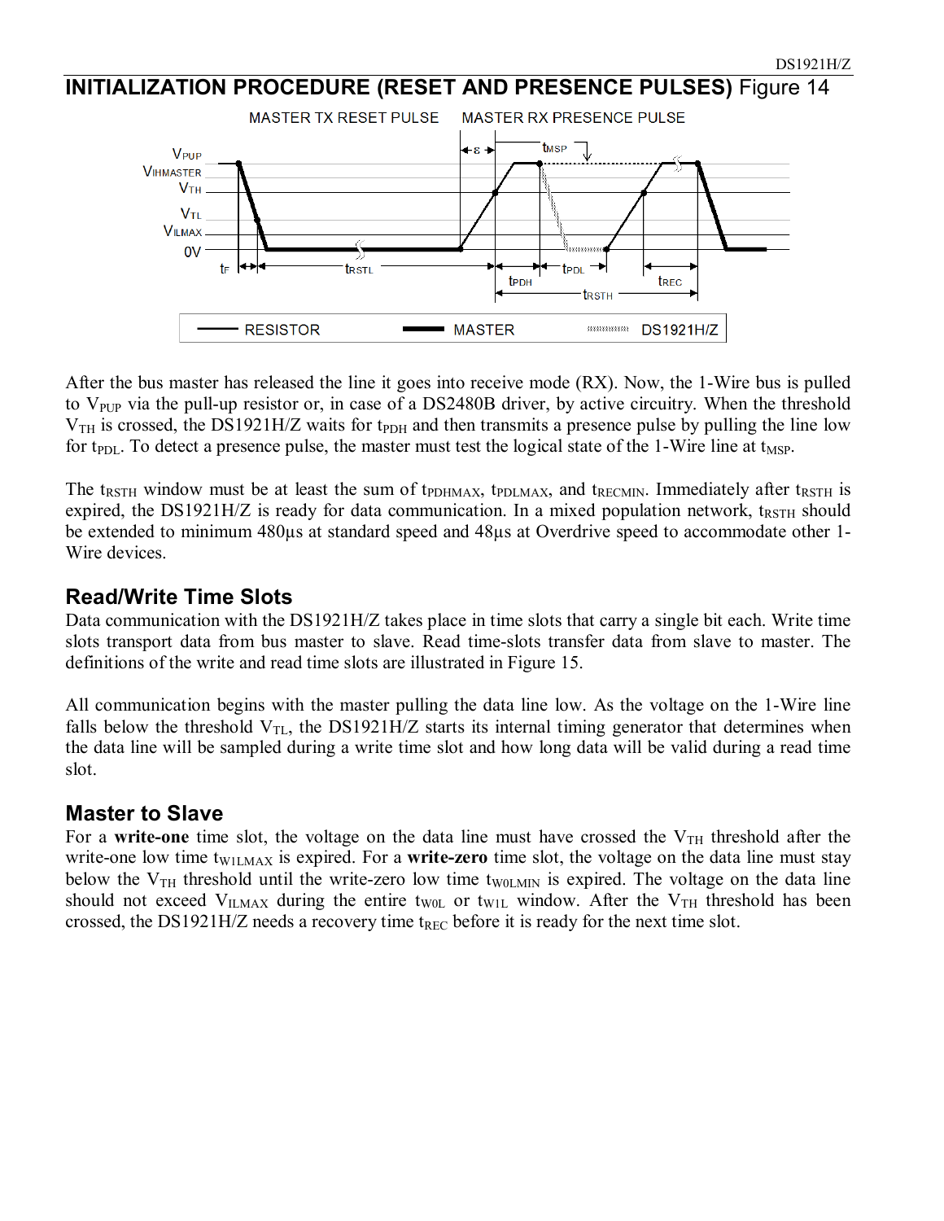## INITIALIZATION PROCEDURE (RESET AND PRESENCE PULSES) Figure 14

After the bus master has released the line it goes into receive mode (RX). Now, the 1-Wire bus is pulled to $V_{PUP}$ via the pull-up resistor or, in case of a DS2480B driver, by active circuitry. When the threshold $V_{TH}$ is crossed, the DS1921H/Z waits for $t_{PDH}$ and then transmits a presence pulse by pulling the line low for $t_{PDL}$. To detect a presence pulse, the master must test the logical state of the 1-Wire line at $t_{MSP}$.

The $t_{RSTH}$ window must be at least the sum of $t_{PDHMAX}$, $t_{PDLMAX}$, and $t_{RECMIN}$. Immediately after $t_{RSTH}$ is expired, the DS1921H/Z is ready for data communication. In a mixed population network, $t_{RSTH}$ should be extended to minimum 480µs at standard speed and 48µs at Overdrive speed to accommodate other 1-Wire devices.

### Read/Write Time Slots

Data communication with the DS1921H/Z takes place in time slots that carry a single bit each. Write time slots transport data from bus master to slave. Read time-slots transfer data from slave to master. The definitions of the write and read time slots are illustrated in Figure 15.

All communication begins with the master pulling the data line low. As the voltage on the 1-Wire line falls below the threshold $V_{TL}$, the DS1921H/Z starts its internal timing generator that determines when the data line will be sampled during a write time slot and how long data will be valid during a read time slot.

### Master to Slave

For a **write-one** time slot, the voltage on the data line must have crossed the $V_{TH}$ threshold after the write-one low time $t_{W1LMAX}$ is expired. For a **write-zero** time slot, the voltage on the data line must stay below the $V_{TH}$ threshold until the write-zero low time $t_{W0LMIN}$ is expired. The voltage on the data line should not exceed $V_{ILMAX}$ during the entire $t_{W0L}$ or $t_{W1L}$ window. After the $V_{TH}$ threshold has been crossed, the DS1921H/Z needs a recovery time $t_{REC}$ before it is ready for the next time slot.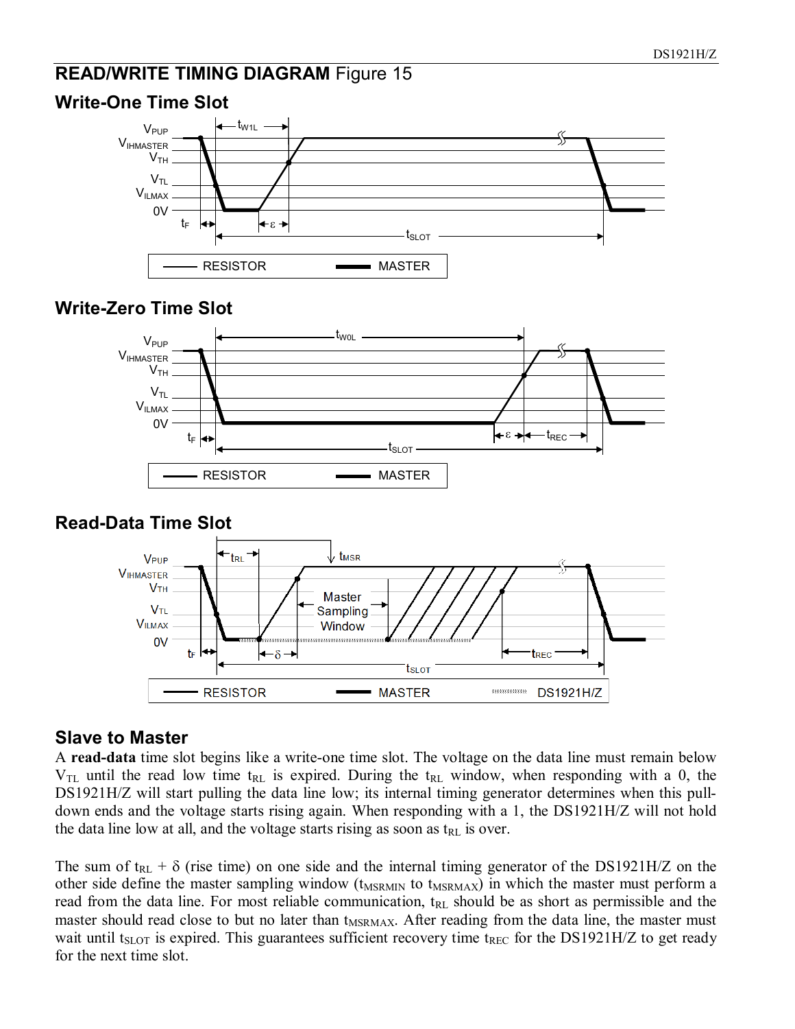## READ/WRITE TIMING DIAGRAM Figure 15

### Write-One Time Slot

### Write-Zero Time Slot

### Read-Data Time Slot

### Slave to Master

A **read-data** time slot begins like a write-one time slot. The voltage on the data line must remain below $V_{TL}$ until the read low time $t_{RL}$ is expired. During the $t_{RL}$ window, when responding with a 0, the DS1921H/Z will start pulling the data line low; its internal timing generator determines when this pull-down ends and the voltage starts rising again. When responding with a 1, the DS1921H/Z will not hold the data line low at all, and the voltage starts rising as soon as $t_{RL}$ is over.

The sum of $t_{RL} + \delta$ (rise time) on one side and the internal timing generator of the DS1921H/Z on the other side define the master sampling window ($t_{MSRMIN}$ to $t_{MSRMAX}$) in which the master must perform a read from the data line. For most reliable communication, $t_{RL}$ should be as short as permissible and the master should read close to but no later than $t_{MSRMAX}$. After reading from the data line, the master must wait until $t_{SLOT}$ is expired. This guarantees sufficient recovery time $t_{REC}$ for the DS1921H/Z to get ready for the next time slot.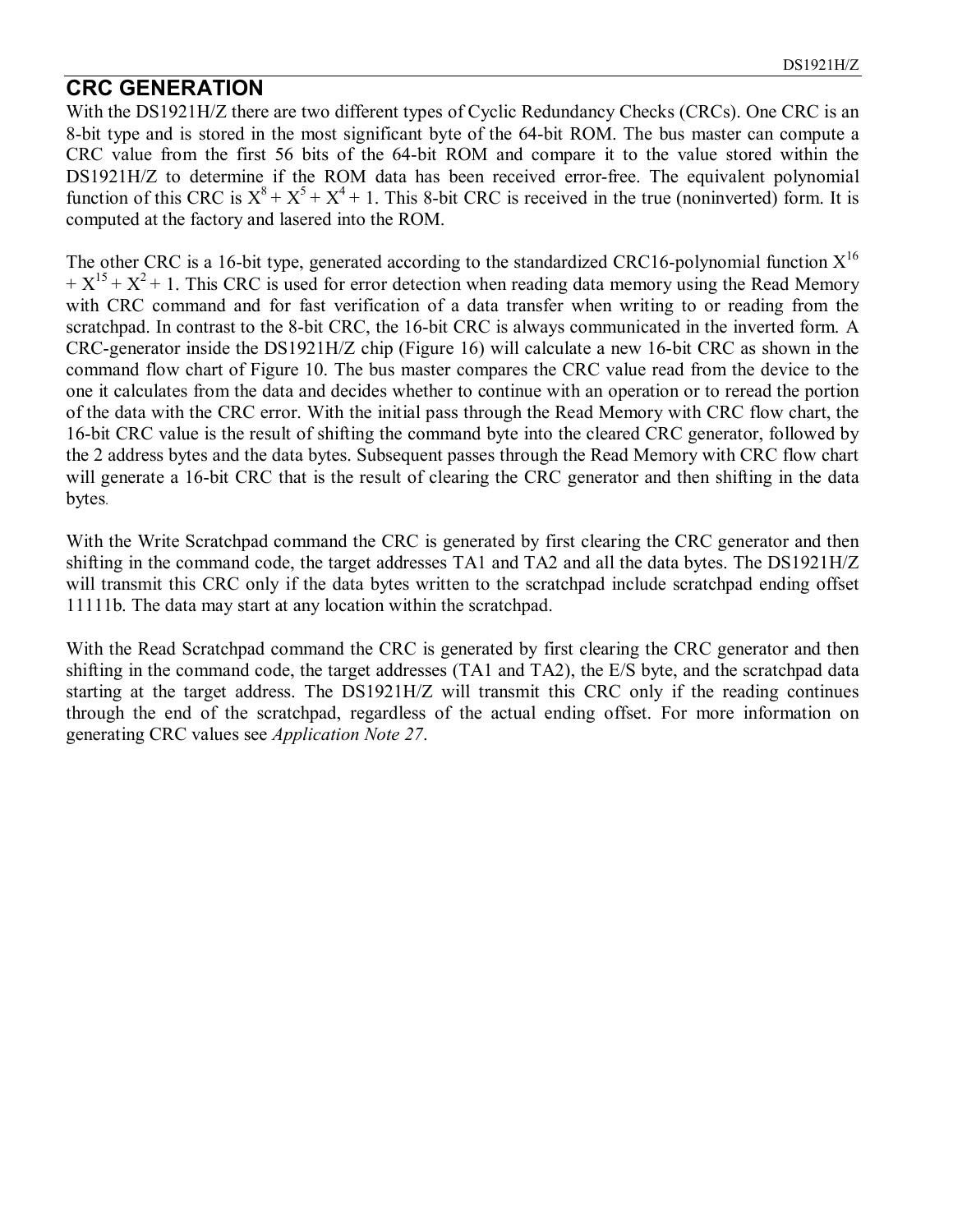## CRC GENERATION

With the DS1921H/Z there are two different types of Cyclic Redundancy Checks (CRCs). One CRC is an 8-bit type and is stored in the most significant byte of the 64-bit ROM. The bus master can compute a CRC value from the first 56 bits of the 64-bit ROM and compare it to the value stored within the DS1921H/Z to determine if the ROM data has been received error-free. The equivalent polynomial function of this CRC is $X^8 + X^5 + X^4 + 1$. This 8-bit CRC is received in the true (noninverted) form. It is computed at the factory and lasered into the ROM.

The other CRC is a 16-bit type, generated according to the standardized CRC16-polynomial function $X^{16} + X^{15} + X^2 + 1$. This CRC is used for error detection when reading data memory using the Read Memory with CRC command and for fast verification of a data transfer when writing to or reading from the scratchpad. In contrast to the 8-bit CRC, the 16-bit CRC is always communicated in the inverted form. A CRC-generator inside the DS1921H/Z chip (Figure 16) will calculate a new 16-bit CRC as shown in the command flow chart of Figure 10. The bus master compares the CRC value read from the device to the one it calculates from the data and decides whether to continue with an operation or to reread the portion of the data with the CRC error. With the initial pass through the Read Memory with CRC flow chart, the 16-bit CRC value is the result of shifting the command byte into the cleared CRC generator, followed by the 2 address bytes and the data bytes. Subsequent passes through the Read Memory with CRC flow chart will generate a 16-bit CRC that is the result of clearing the CRC generator and then shifting in the data bytes.

With the Write Scratchpad command the CRC is generated by first clearing the CRC generator and then shifting in the command code, the target addresses TA1 and TA2 and all the data bytes. The DS1921H/Z will transmit this CRC only if the data bytes written to the scratchpad include scratchpad ending offset 11111b. The data may start at any location within the scratchpad.

With the Read Scratchpad command the CRC is generated by first clearing the CRC generator and then shifting in the command code, the target addresses (TA1 and TA2), the E/S byte, and the scratchpad data starting at the target address. The DS1921H/Z will transmit this CRC only if the reading continues through the end of the scratchpad, regardless of the actual ending offset. For more information on generating CRC values see *Application Note 27*.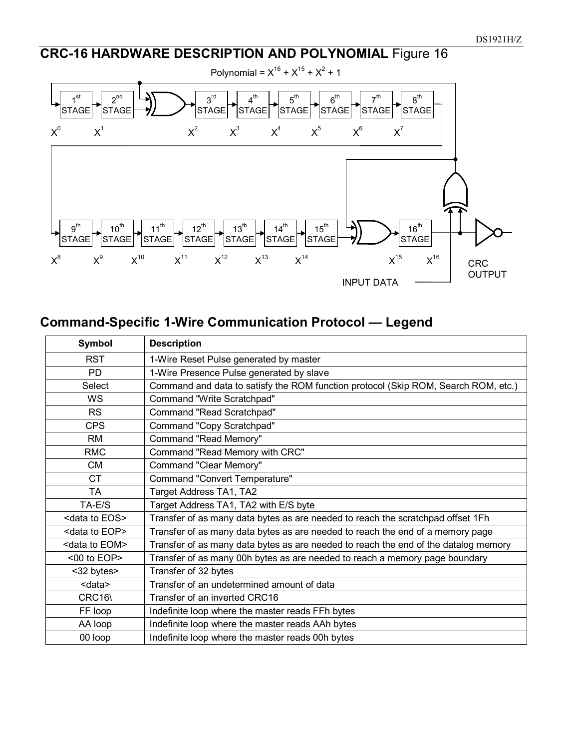## CRC-16 HARDWARE DESCRIPTION AND POLYNOMIAL Figure 16

Polynomial = $X^{16} + X^{15} + X^2 + 1$

1st STAGE, 2nd STAGE, 3rd STAGE, 4th STAGE, 5th STAGE, 6th STAGE, 7th STAGE, 8th STAGE

$X^0$ $X^1$ $X^2$ $X^3$ $X^4$ $X^5$ $X^6$ $X^7$

9th STAGE, 10th STAGE, 11th STAGE, 12th STAGE, 13th STAGE, 14th STAGE, 15th STAGE, 16th STAGE

$X^8$ $X^9$ $X^{10}$ $X^{11}$ $X^{12}$ $X^{13}$ $X^{14}$ $X^{15}$ $X^{16}$

INPUT DATA

CRC OUTPUT

## Command-Specific 1-Wire Communication Protocol — Legend

| Symbol | Description |
|---|---|
| RST | 1-Wire Reset Pulse generated by master |
| PD | 1-Wire Presence Pulse generated by slave |
| Select | Command and data to satisfy the ROM function protocol (Skip ROM, Search ROM, etc.) |
| WS | Command "Write Scratchpad" |
| RS | Command "Read Scratchpad" |
| CPS | Command "Copy Scratchpad" |
| RM | Command "Read Memory" |
| RMC | Command "Read Memory with CRC" |
| CM | Command "Clear Memory" |
| CT | Command "Convert Temperature" |
| TA | Target Address TA1, TA2 |
| TA-E/S | Target Address TA1, TA2 with E/S byte |
| <data to EOS> | Transfer of as many data bytes as are needed to reach the scratchpad offset 1Fh |
| <data to EOP> | Transfer of as many data bytes as are needed to reach the end of a memory page |
| <data to EOM> | Transfer of as many data bytes as are needed to reach the end of the datalog memory |
| <00 to EOP> | Transfer of as many 00h bytes as are needed to reach a memory page boundary |
| <32 bytes> | Transfer of 32 bytes |
| <data> | Transfer of an undetermined amount of data |
| CRC16\ | Transfer of an inverted CRC16 |
| FF loop | Indefinite loop where the master reads FFh bytes |
| AA loop | Indefinite loop where the master reads AAh bytes |
| 00 loop | Indefinite loop where the master reads 00h bytes |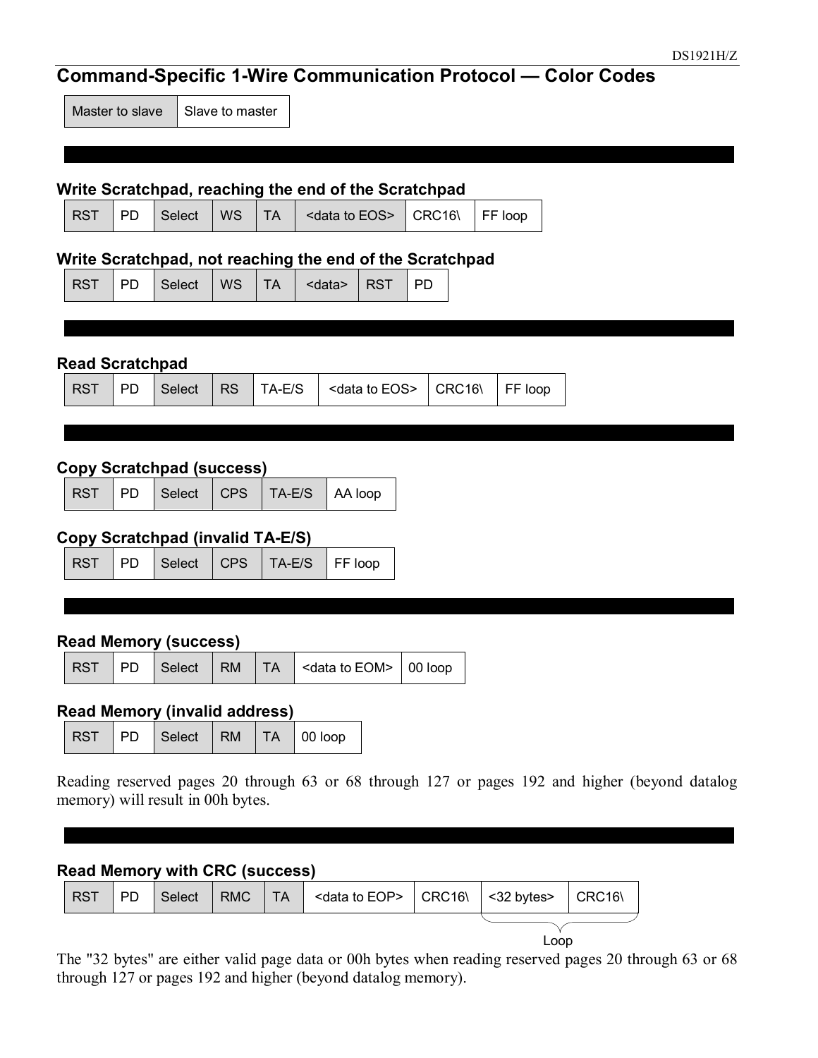## Command-Specific 1-Wire Communication Protocol — Color Codes

| Master to slave | Slave to master |
|---|---|

### Write Scratchpad, reaching the end of the Scratchpad

| RST | PD | Select | WS | TA | <data to EOS> | CRC16\ | FF loop |
|---|---|---|---|---|---|---|---|

### Write Scratchpad, not reaching the end of the Scratchpad

| RST | PD | Select | WS | TA | <data> | RST | PD |
|---|---|---|---|---|---|---|---|

### Read Scratchpad

| RST | PD | Select | RS | TA-E/S | <data to EOS> | CRC16\ | FF loop |
|---|---|---|---|---|---|---|---|

### Copy Scratchpad (success)

| RST | PD | Select | CPS | TA-E/S | AA loop |
|---|---|---|---|---|---|

### Copy Scratchpad (invalid TA-E/S)

| RST | PD | Select | CPS | TA-E/S | FF loop |
|---|---|---|---|---|---|

### Read Memory (success)

| RST | PD | Select | RM | TA | <data to EOM> | 00 loop |
|---|---|---|---|---|---|---|

### Read Memory (invalid address)

| RST | PD | Select | RM | TA | 00 loop |
|---|---|---|---|---|---|

Reading reserved pages 20 through 63 or 68 through 127 or pages 192 and higher (beyond datalog memory) will result in 00h bytes.

### Read Memory with CRC (success)

| RST | PD | Select | RMC | TA | <data to EOP> | CRC16\ | <32 bytes> | CRC16\ |
|---|---|---|---|---|---|---|---|---|

Loop (<32 bytes>, CRC16\)

The "32 bytes" are either valid page data or 00h bytes when reading reserved pages 20 through 63 or 68 through 127 or pages 192 and higher (beyond datalog memory).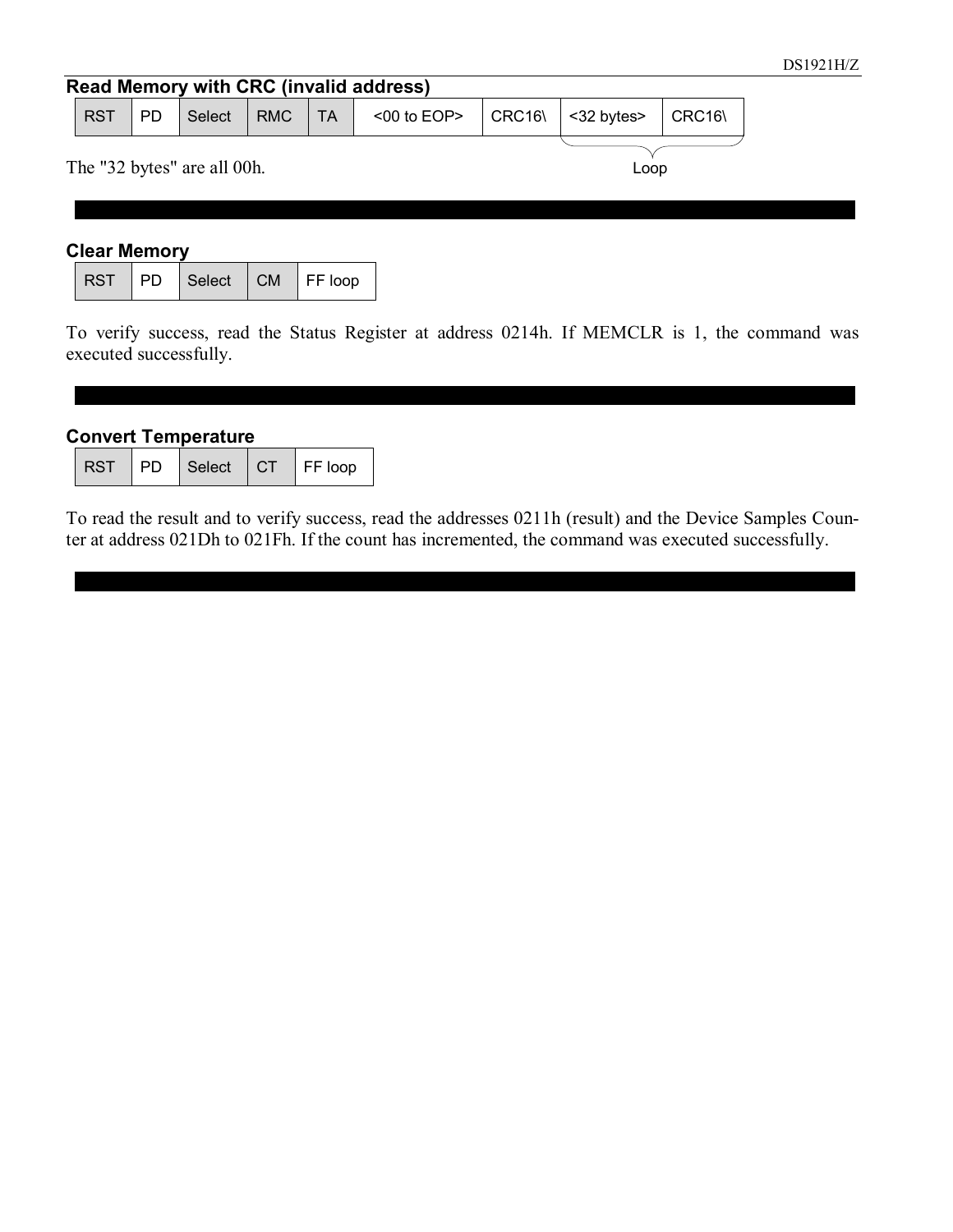### Read Memory with CRC (invalid address)

| RST | PD | Select | RMC | TA | <00 to EOP> | CRC16\ | <32 bytes> | CRC16\ |
|---|---|---|---|---|---|---|---|---|
| | | | | | | | Loop | |

The "32 bytes" are all 00h.

### Clear Memory

| RST | PD | Select | CM | FF loop |
|---|---|---|---|---|

To verify success, read the Status Register at address 0214h. If MEMCLR is 1, the command was executed successfully.

### Convert Temperature

| RST | PD | Select | CT | FF loop |
|---|---|---|---|---|

To read the result and to verify success, read the addresses 0211h (result) and the Device Samples Counter at address 021Dh to 021Fh. If the count has incremented, the command was executed successfully.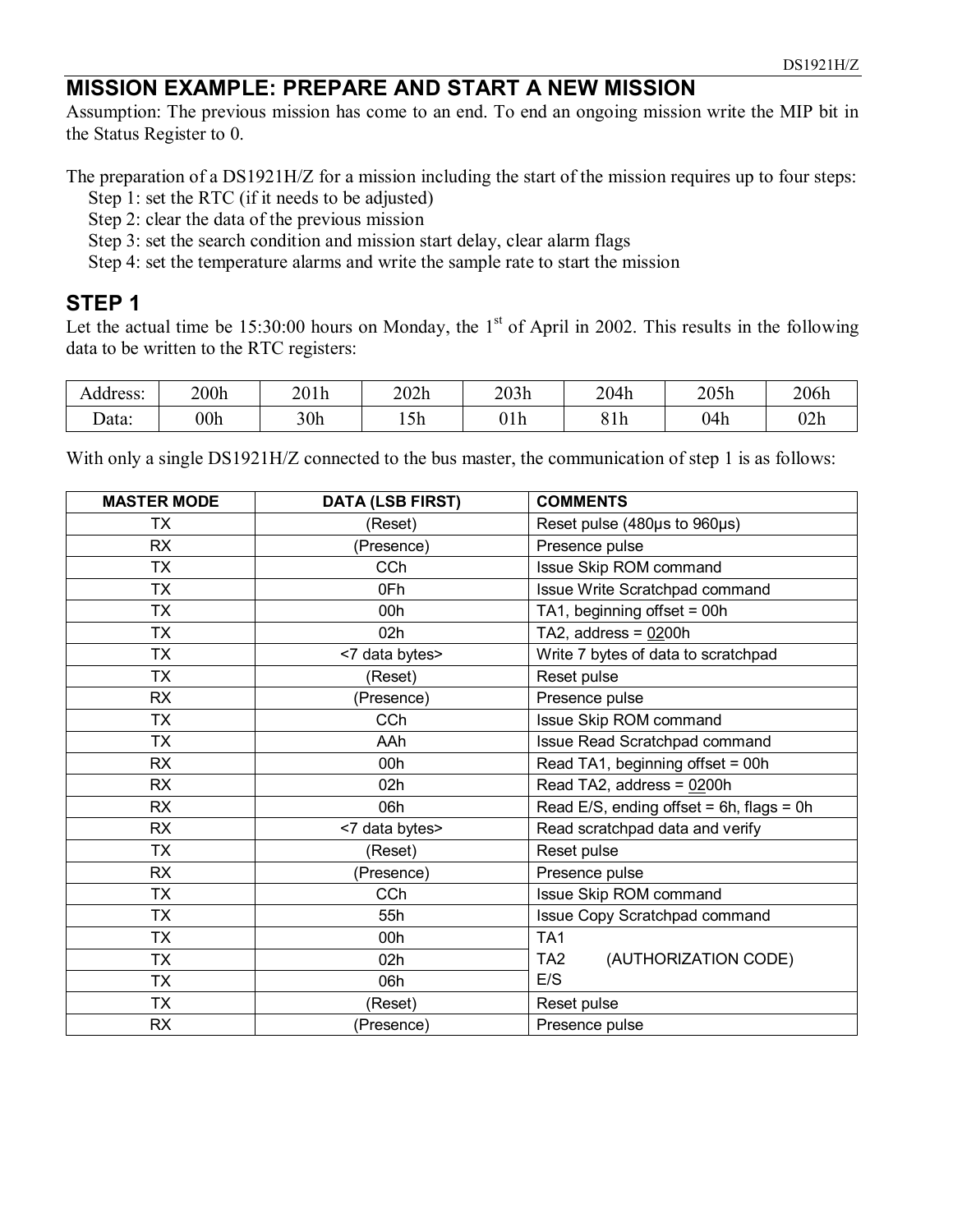## MISSION EXAMPLE: PREPARE AND START A NEW MISSION

Assumption: The previous mission has come to an end. To end an ongoing mission write the MIP bit in the Status Register to 0.

The preparation of a DS1921H/Z for a mission including the start of the mission requires up to four steps:

- Step 1: set the RTC (if it needs to be adjusted)
- Step 2: clear the data of the previous mission
- Step 3: set the search condition and mission start delay, clear alarm flags
- Step 4: set the temperature alarms and write the sample rate to start the mission

## STEP 1

Let the actual time be 15:30:00 hours on Monday, the 1st of April in 2002. This results in the following data to be written to the RTC registers:

| Address: | 200h | 201h | 202h | 203h | 204h | 205h | 206h |
|---|---|---|---|---|---|---|---|
| Data: | 00h | 30h | 15h | 01h | 81h | 04h | 02h |

With only a single DS1921H/Z connected to the bus master, the communication of step 1 is as follows:

| MASTER MODE | DATA (LSB FIRST) | COMMENTS |
|---|---|---|
| TX | (Reset) | Reset pulse (480µs to 960µs) |
| RX | (Presence) | Presence pulse |
| TX | CCh | Issue Skip ROM command |
| TX | 0Fh | Issue Write Scratchpad command |
| TX | 00h | TA1, beginning offset = 00h |
| TX | 02h | TA2, address = 0200h |
| TX | <7 data bytes> | Write 7 bytes of data to scratchpad |
| TX | (Reset) | Reset pulse |
| RX | (Presence) | Presence pulse |
| TX | CCh | Issue Skip ROM command |
| TX | AAh | Issue Read Scratchpad command |
| RX | 00h | Read TA1, beginning offset = 00h |
| RX | 02h | Read TA2, address = 0200h |
| RX | 06h | Read E/S, ending offset = 6h, flags = 0h |
| RX | <7 data bytes> | Read scratchpad data and verify |
| TX | (Reset) | Reset pulse |
| RX | (Presence) | Presence pulse |
| TX | CCh | Issue Skip ROM command |
| TX | 55h | Issue Copy Scratchpad command |
| TX | 00h | TA1 |
| TX | 02h | TA2 (AUTHORIZATION CODE) |
| TX | 06h | E/S |
| TX | (Reset) | Reset pulse |
| RX | (Presence) | Presence pulse |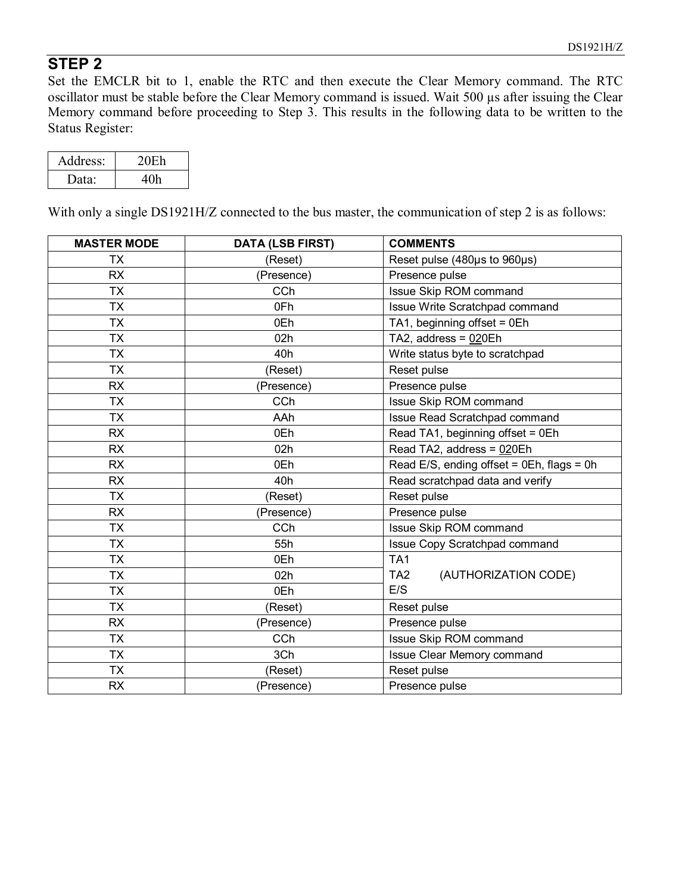## STEP 2

Set the EMCLR bit to 1, enable the RTC and then execute the Clear Memory command. The RTC oscillator must be stable before the Clear Memory command is issued. Wait 500 µs after issuing the Clear Memory command before proceeding to Step 3. This results in the following data to be written to the Status Register:

| Address: | 20Eh |
|---|---|
| Data: | 40h |

With only a single DS1921H/Z connected to the bus master, the communication of step 2 is as follows:

| MASTER MODE | DATA (LSB FIRST) | COMMENTS |
|---|---|---|
| TX | (Reset) | Reset pulse (480µs to 960µs) |
| RX | (Presence) | Presence pulse |
| TX | CCh | Issue Skip ROM command |
| TX | 0Fh | Issue Write Scratchpad command |
| TX | 0Eh | TA1, beginning offset = 0Eh |
| TX | 02h | TA2, address = 020Eh |
| TX | 40h | Write status byte to scratchpad |
| TX | (Reset) | Reset pulse |
| RX | (Presence) | Presence pulse |
| TX | CCh | Issue Skip ROM command |
| TX | AAh | Issue Read Scratchpad command |
| RX | 0Eh | Read TA1, beginning offset = 0Eh |
| RX | 02h | Read TA2, address = 020Eh |
| RX | 0Eh | Read E/S, ending offset = 0Eh, flags = 0h |
| RX | 40h | Read scratchpad data and verify |
| TX | (Reset) | Reset pulse |
| RX | (Presence) | Presence pulse |
| TX | CCh | Issue Skip ROM command |
| TX | 55h | Issue Copy Scratchpad command |
| TX | 0Eh | TA1 (AUTHORIZATION CODE) |
| TX | 02h | TA2 (AUTHORIZATION CODE) |
| TX | 0Eh | E/S (AUTHORIZATION CODE) |
| TX | (Reset) | Reset pulse |
| RX | (Presence) | Presence pulse |
| TX | CCh | Issue Skip ROM command |
| TX | 3Ch | Issue Clear Memory command |
| TX | (Reset) | Reset pulse |
| RX | (Presence) | Presence pulse |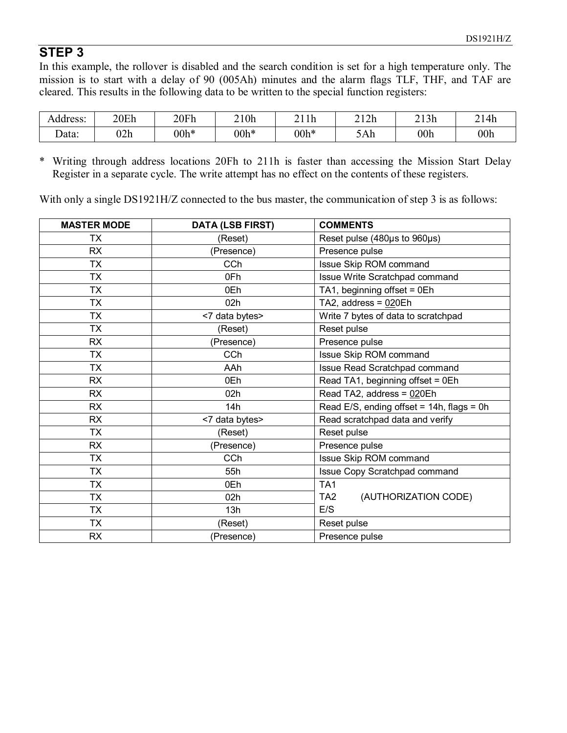## STEP 3

In this example, the rollover is disabled and the search condition is set for a high temperature only. The mission is to start with a delay of 90 (005Ah) minutes and the alarm flags TLF, THF, and TAF are cleared. This results in the following data to be written to the special function registers:

| Address: | 20Eh | 20Fh | 210h | 211h | 212h | 213h | 214h |
|---|---|---|---|---|---|---|---|
| Data: | 02h | 00h* | 00h* | 00h* | 5Ah | 00h | 00h |

\* Writing through address locations 20Fh to 211h is faster than accessing the Mission Start Delay Register in a separate cycle. The write attempt has no effect on the contents of these registers.

With only a single DS1921H/Z connected to the bus master, the communication of step 3 is as follows:

| MASTER MODE | DATA (LSB FIRST) | COMMENTS |
|---|---|---|
| TX | (Reset) | Reset pulse (480µs to 960µs) |
| RX | (Presence) | Presence pulse |
| TX | CCh | Issue Skip ROM command |
| TX | 0Fh | Issue Write Scratchpad command |
| TX | 0Eh | TA1, beginning offset = 0Eh |
| TX | 02h | TA2, address = 020Eh |
| TX | <7 data bytes> | Write 7 bytes of data to scratchpad |
| TX | (Reset) | Reset pulse |
| RX | (Presence) | Presence pulse |
| TX | CCh | Issue Skip ROM command |
| TX | AAh | Issue Read Scratchpad command |
| RX | 0Eh | Read TA1, beginning offset = 0Eh |
| RX | 02h | Read TA2, address = 020Eh |
| RX | 14h | Read E/S, ending offset = 14h, flags = 0h |
| RX | <7 data bytes> | Read scratchpad data and verify |
| TX | (Reset) | Reset pulse |
| RX | (Presence) | Presence pulse |
| TX | CCh | Issue Skip ROM command |
| TX | 55h | Issue Copy Scratchpad command |
| TX | 0Eh | TA1 |
| TX | 02h | TA2 (AUTHORIZATION CODE) |
| TX | 13h | E/S |
| TX | (Reset) | Reset pulse |
| RX | (Presence) | Presence pulse |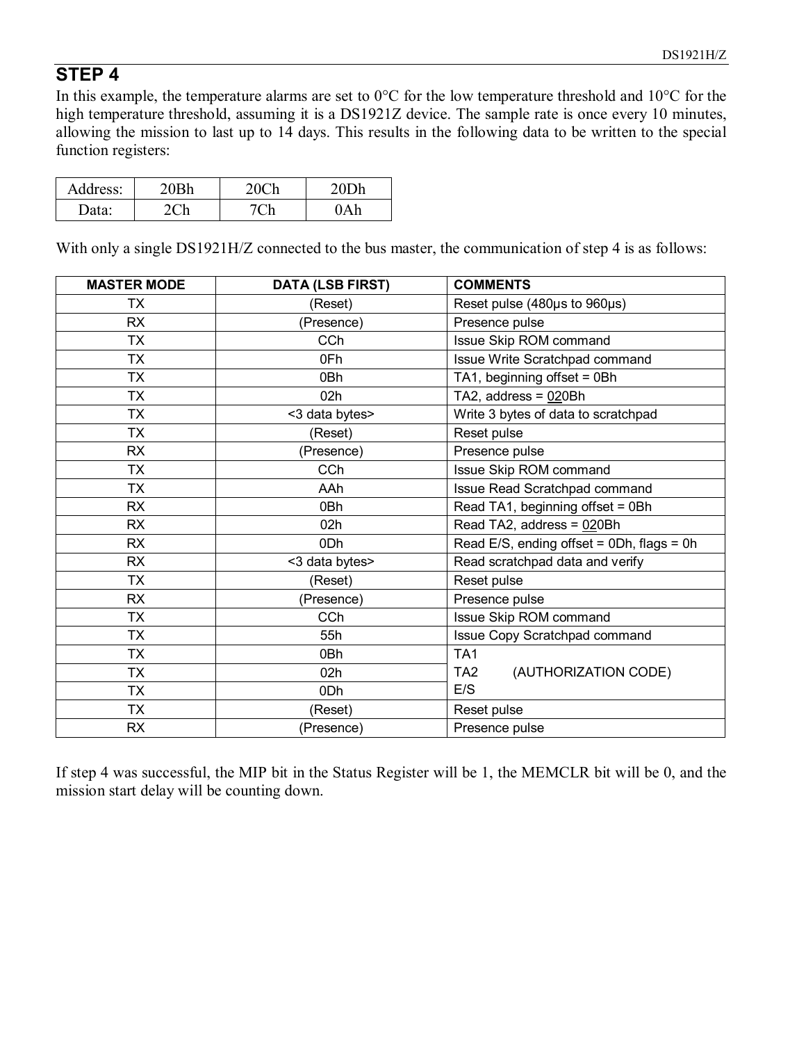## STEP 4

In this example, the temperature alarms are set to 0°C for the low temperature threshold and 10°C for the high temperature threshold, assuming it is a DS1921Z device. The sample rate is once every 10 minutes, allowing the mission to last up to 14 days. This results in the following data to be written to the special function registers:

| Address: | 20Bh | 20Ch | 20Dh |
|---|---|---|---|
| Data: | 2Ch | 7Ch | 0Ah |

With only a single DS1921H/Z connected to the bus master, the communication of step 4 is as follows:

| MASTER MODE | DATA (LSB FIRST) | COMMENTS |
|---|---|---|
| TX | (Reset) | Reset pulse (480µs to 960µs) |
| RX | (Presence) | Presence pulse |
| TX | CCh | Issue Skip ROM command |
| TX | 0Fh | Issue Write Scratchpad command |
| TX | 0Bh | TA1, beginning offset = 0Bh |
| TX | 02h | TA2, address = 020Bh |
| TX | <3 data bytes> | Write 3 bytes of data to scratchpad |
| TX | (Reset) | Reset pulse |
| RX | (Presence) | Presence pulse |
| TX | CCh | Issue Skip ROM command |
| TX | AAh | Issue Read Scratchpad command |
| RX | 0Bh | Read TA1, beginning offset = 0Bh |
| RX | 02h | Read TA2, address = 020Bh |
| RX | 0Dh | Read E/S, ending offset = 0Dh, flags = 0h |
| RX | <3 data bytes> | Read scratchpad data and verify |
| TX | (Reset) | Reset pulse |
| RX | (Presence) | Presence pulse |
| TX | CCh | Issue Skip ROM command |
| TX | 55h | Issue Copy Scratchpad command |
| TX | 0Bh | TA1 (AUTHORIZATION CODE) |
| TX | 02h | TA2 (AUTHORIZATION CODE) |
| TX | 0Dh | E/S (AUTHORIZATION CODE) |
| TX | (Reset) | Reset pulse |
| RX | (Presence) | Presence pulse |

If step 4 was successful, the MIP bit in the Status Register will be 1, the MEMCLR bit will be 0, and the mission start delay will be counting down.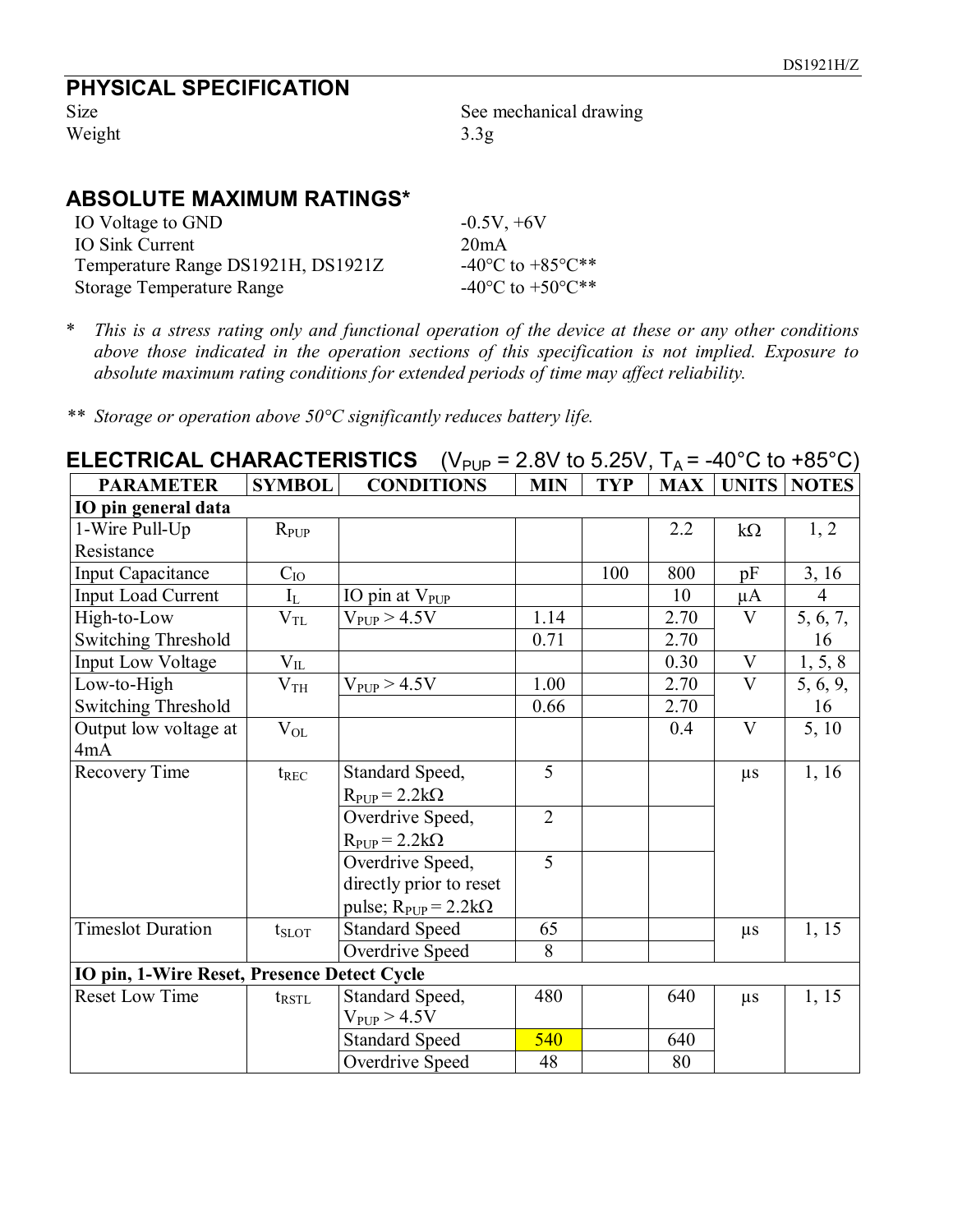## PHYSICAL SPECIFICATION

| | |
|---|---|
| Size | See mechanical drawing |
| Weight | 3.3g |

## ABSOLUTE MAXIMUM RATINGS*

| | |
|---|---|
| IO Voltage to GND | -0.5V, +6V |
| IO Sink Current | 20mA |
| Temperature Range DS1921H, DS1921Z | -40°C to +85°C** |
| Storage Temperature Range | -40°C to +50°C** |

\* *This is a stress rating only and functional operation of the device at these or any other conditions above those indicated in the operation sections of this specification is not implied. Exposure to absolute maximum rating conditions for extended periods of time may affect reliability.*

\*\* *Storage or operation above 50°C significantly reduces battery life.*

## ELECTRICAL CHARACTERISTICS ($V_{PUP}$ = 2.8V to 5.25V, $T_A$ = -40°C to +85°C)

| PARAMETER | SYMBOL | CONDITIONS | MIN | TYP | MAX | UNITS | NOTES |
|---|---|---|---|---|---|---|---|
| **IO pin general data** | | | | | | | |
| 1-Wire Pull-Up Resistance | $R_{PUP}$ | | | | 2.2 | kΩ | 1, 2 |
| Input Capacitance | $C_{IO}$ | | | 100 | 800 | pF | 3, 16 |
| Input Load Current | $I_L$ | IO pin at $V_{PUP}$ | | | 10 | µA | 4 |
| High-to-Low Switching Threshold | $V_{TL}$ | $V_{PUP}$ > 4.5V | 1.14 | | 2.70 | V | 5, 6, 7, 16 |
| | | | 0.71 | | 2.70 | | |
| Input Low Voltage | $V_{IL}$ | | | | 0.30 | V | 1, 5, 8 |
| Low-to-High Switching Threshold | $V_{TH}$ | $V_{PUP}$ > 4.5V | 1.00 | | 2.70 | V | 5, 6, 9, 16 |
| | | | 0.66 | | 2.70 | | |
| Output low voltage at 4mA | $V_{OL}$ | | | | 0.4 | V | 5, 10 |
| Recovery Time | $t_{REC}$ | Standard Speed, $R_{PUP}$ = 2.2kΩ | 5 | | | µs | 1, 16 |
| | | Overdrive Speed, $R_{PUP}$ = 2.2kΩ | 2 | | | | |
| | | Overdrive Speed, directly prior to reset pulse; $R_{PUP}$ = 2.2kΩ | 5 | | | | |
| Timeslot Duration | $t_{SLOT}$ | Standard Speed | 65 | | | µs | 1, 15 |
| | | Overdrive Speed | 8 | | | | |
| **IO pin, 1-Wire Reset, Presence Detect Cycle** | | | | | | | |
| Reset Low Time | $t_{RSTL}$ | Standard Speed, $V_{PUP}$ > 4.5V | 480 | | 640 | µs | 1, 15 |
| | | Standard Speed | 540 | | 640 | | |
| | | Overdrive Speed | 48 | | 80 | | |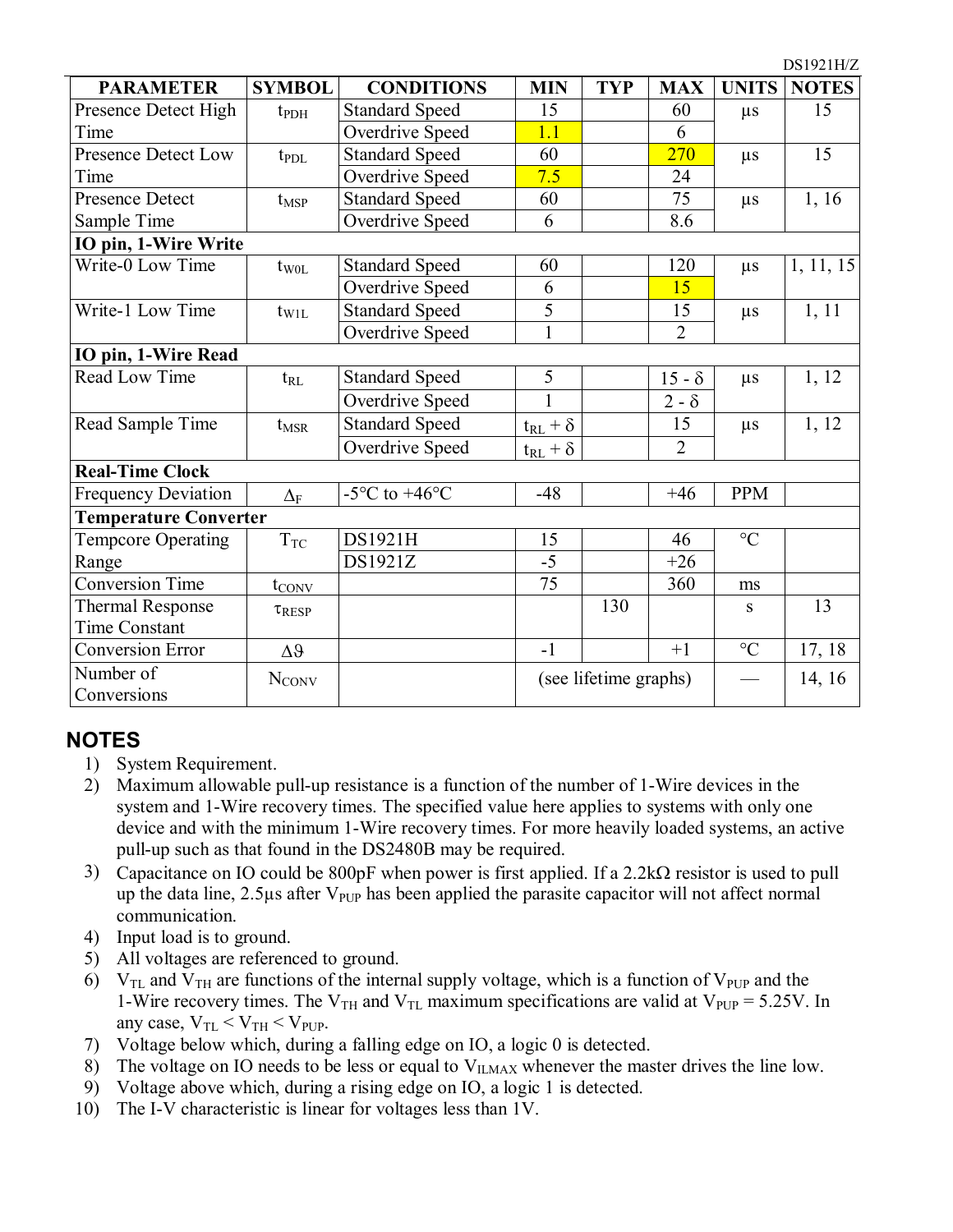| PARAMETER | SYMBOL | CONDITIONS | MIN | TYP | MAX | UNITS | NOTES |
|---|---|---|---|---|---|---|---|
| Presence Detect High Time | $t_{PDH}$ | Standard Speed | 15 | | 60 | µs | 15 |
| | | Overdrive Speed | 1.1 | | 6 | | |
| Presence Detect Low Time | $t_{PDL}$ | Standard Speed | 60 | | 270 | µs | 15 |
| | | Overdrive Speed | 7.5 | | 24 | | |
| Presence Detect Sample Time | $t_{MSP}$ | Standard Speed | 60 | | 75 | µs | 1, 16 |
| | | Overdrive Speed | 6 | | 8.6 | | |
| **IO pin, 1-Wire Write** | | | | | | | |
| Write-0 Low Time | $t_{W0L}$ | Standard Speed | 60 | | 120 | µs | 1, 11, 15 |
| | | Overdrive Speed | 6 | | 15 | | |
| Write-1 Low Time | $t_{W1L}$ | Standard Speed | 5 | | 15 | µs | 1, 11 |
| | | Overdrive Speed | 1 | | 2 | | |
| **IO pin, 1-Wire Read** | | | | | | | |
| Read Low Time | $t_{RL}$ | Standard Speed | 5 | | $15 - \delta$ | µs | 1, 12 |
| | | Overdrive Speed | 1 | | $2 - \delta$ | | |
| Read Sample Time | $t_{MSR}$ | Standard Speed | $t_{RL} + \delta$ | | 15 | µs | 1, 12 |
| | | Overdrive Speed | $t_{RL} + \delta$ | | 2 | | |
| **Real-Time Clock** | | | | | | | |
| Frequency Deviation | $\Delta_F$ | -5°C to +46°C | -48 | | +46 | PPM | |
| **Temperature Converter** | | | | | | | |
| Tempcore Operating Range | $T_{TC}$ | DS1921H | 15 | | 46 | °C | |
| | | DS1921Z | -5 | | +26 | | |
| Conversion Time | $t_{CONV}$ | | 75 | | 360 | ms | |
| Thermal Response Time Constant | $\tau_{RESP}$ | | | 130 | | s | 13 |
| Conversion Error | $\Delta\vartheta$ | | -1 | | +1 | °C | 17, 18 |
| Number of Conversions | $N_{CONV}$ | | (see lifetime graphs) | | | — | 14, 16 |

## NOTES

1) System Requirement.
2) Maximum allowable pull-up resistance is a function of the number of 1-Wire devices in the system and 1-Wire recovery times. The specified value here applies to systems with only one device and with the minimum 1-Wire recovery times. For more heavily loaded systems, an active pull-up such as that found in the DS2480B may be required.
3) Capacitance on IO could be 800pF when power is first applied. If a 2.2kΩ resistor is used to pull up the data line, 2.5µs after $V_{PUP}$ has been applied the parasite capacitor will not affect normal communication.
4) Input load is to ground.
5) All voltages are referenced to ground.
6) $V_{TL}$ and $V_{TH}$ are functions of the internal supply voltage, which is a function of $V_{PUP}$ and the 1-Wire recovery times. The $V_{TH}$ and $V_{TL}$ maximum specifications are valid at $V_{PUP}$ = 5.25V. In any case, $V_{TL} < V_{TH} < V_{PUP}$.
7) Voltage below which, during a falling edge on IO, a logic 0 is detected.
8) The voltage on IO needs to be less or equal to $V_{ILMAX}$ whenever the master drives the line low.
9) Voltage above which, during a rising edge on IO, a logic 1 is detected.
10) The I-V characteristic is linear for voltages less than 1V.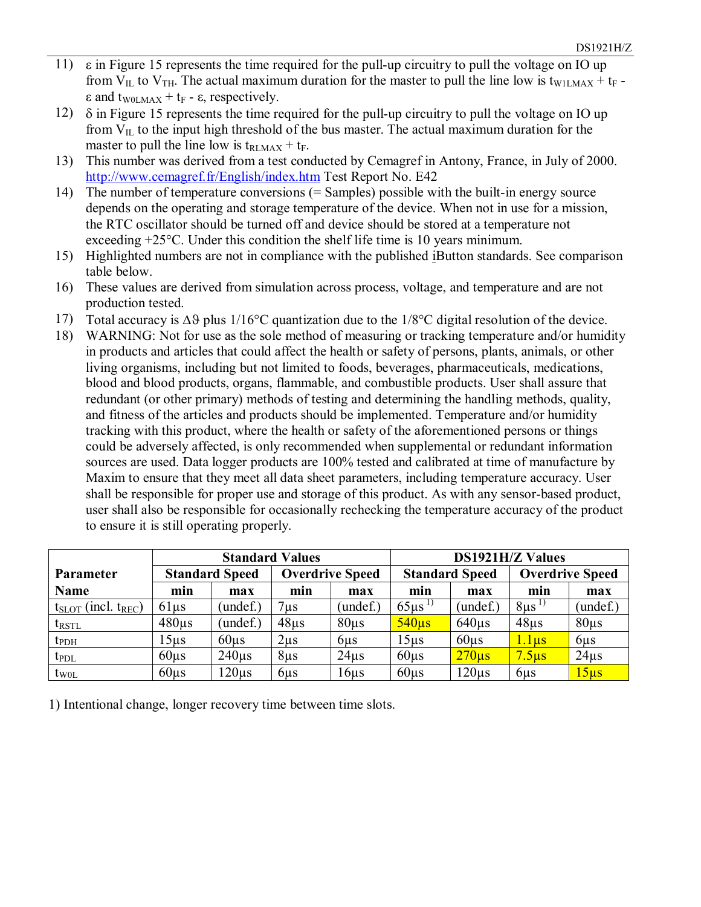11) ε in Figure 15 represents the time required for the pull-up circuitry to pull the voltage on IO up from $V_{IL}$ to $V_{TH}$. The actual maximum duration for the master to pull the line low is $t_{W1LMAX} + t_F - \varepsilon$ and $t_{W0LMAX} + t_F - \varepsilon$, respectively.
12) δ in Figure 15 represents the time required for the pull-up circuitry to pull the voltage on IO up from $V_{IL}$ to the input high threshold of the bus master. The actual maximum duration for the master to pull the line low is $t_{RLMAX} + t_F$.
13) This number was derived from a test conducted by Cemagref in Antony, France, in July of 2000. http://www.cemagref.fr/English/index.htm Test Report No. E42
14) The number of temperature conversions (= Samples) possible with the built-in energy source depends on the operating and storage temperature of the device. When not in use for a mission, the RTC oscillator should be turned off and device should be stored at a temperature not exceeding +25°C. Under this condition the shelf life time is 10 years minimum.
15) Highlighted numbers are not in compliance with the published iButton standards. See comparison table below.
16) These values are derived from simulation across process, voltage, and temperature and are not production tested.
17) Total accuracy is Δϑ plus 1/16°C quantization due to the 1/8°C digital resolution of the device.
18) WARNING: Not for use as the sole method of measuring or tracking temperature and/or humidity in products and articles that could affect the health or safety of persons, plants, animals, or other living organisms, including but not limited to foods, beverages, pharmaceuticals, medications, blood and blood products, organs, flammable, and combustible products. User shall assure that redundant (or other primary) methods of testing and determining the handling methods, quality, and fitness of the articles and products should be implemented. Temperature and/or humidity tracking with this product, where the health or safety of the aforementioned persons or things could be adversely affected, is only recommended when supplemental or redundant information sources are used. Data logger products are 100% tested and calibrated at time of manufacture by Maxim to ensure that they meet all data sheet parameters, including temperature accuracy. User shall be responsible for proper use and storage of this product. As with any sensor-based product, user shall also be responsible for occasionally rechecking the temperature accuracy of the product to ensure it is still operating properly.

| Parameter Name | Standard Values | | | | DS1921H/Z Values | | | |
|---|---|---|---|---|---|---|---|---|
| | Standard Speed | | Overdrive Speed | | Standard Speed | | Overdrive Speed | |
| | min | max | min | max | min | max | min | max |
| $t_{SLOT}$ (incl. $t_{REC}$) | 61µs | (undef.) | 7µs | (undef.) | 65µs [1)] | (undef.) | 8µs [1)] | (undef.) |
| $t_{RSTL}$ | 480µs | (undef.) | 48µs | 80µs | 540µs | 640µs | 48µs | 80µs |
| $t_{PDH}$ | 15µs | 60µs | 2µs | 6µs | 15µs | 60µs | 1.1µs | 6µs |
| $t_{PDL}$ | 60µs | 240µs | 8µs | 24µs | 60µs | 270µs | 7.5µs | 24µs |
| $t_{W0L}$ | 60µs | 120µs | 6µs | 16µs | 60µs | 120µs | 6µs | 15µs |

1) Intentional change, longer recovery time between time slots.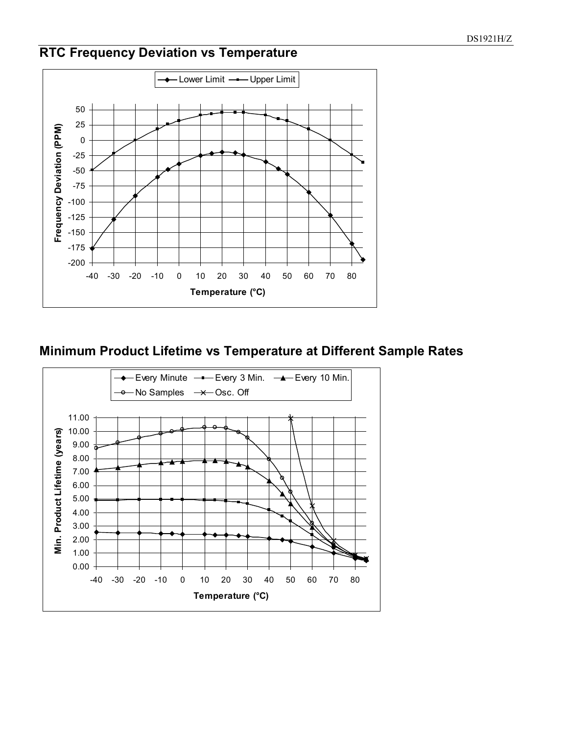## RTC Frequency Deviation vs Temperature

## Minimum Product Lifetime vs Temperature at Different Sample Rates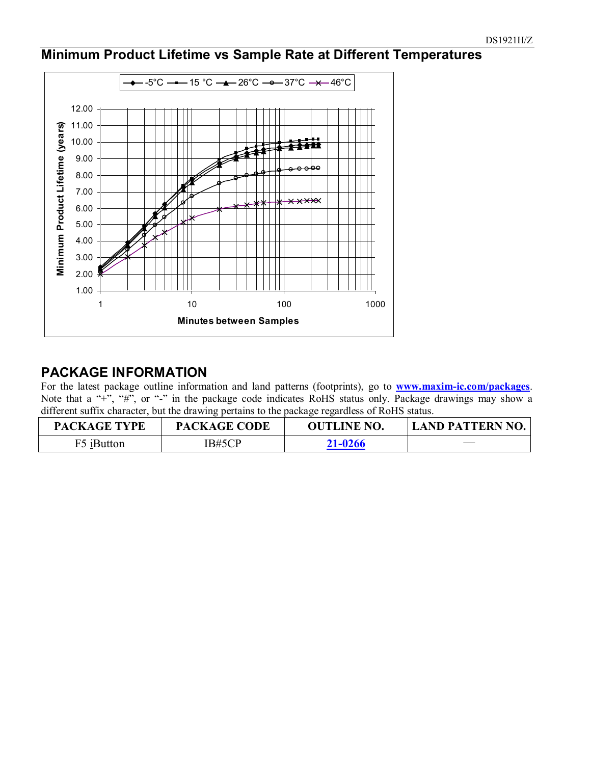## Minimum Product Lifetime vs Sample Rate at Different Temperatures

## PACKAGE INFORMATION

For the latest package outline information and land patterns (footprints), go to **www.maxim-ic.com/packages**. Note that a "+", "#", or "-" in the package code indicates RoHS status only. Package drawings may show a different suffix character, but the drawing pertains to the package regardless of RoHS status.

| PACKAGE TYPE | PACKAGE CODE | OUTLINE NO. | LAND PATTERN NO. |
|---|---|---|---|
| F5 iButton | IB#5CP | 21-0266 | — |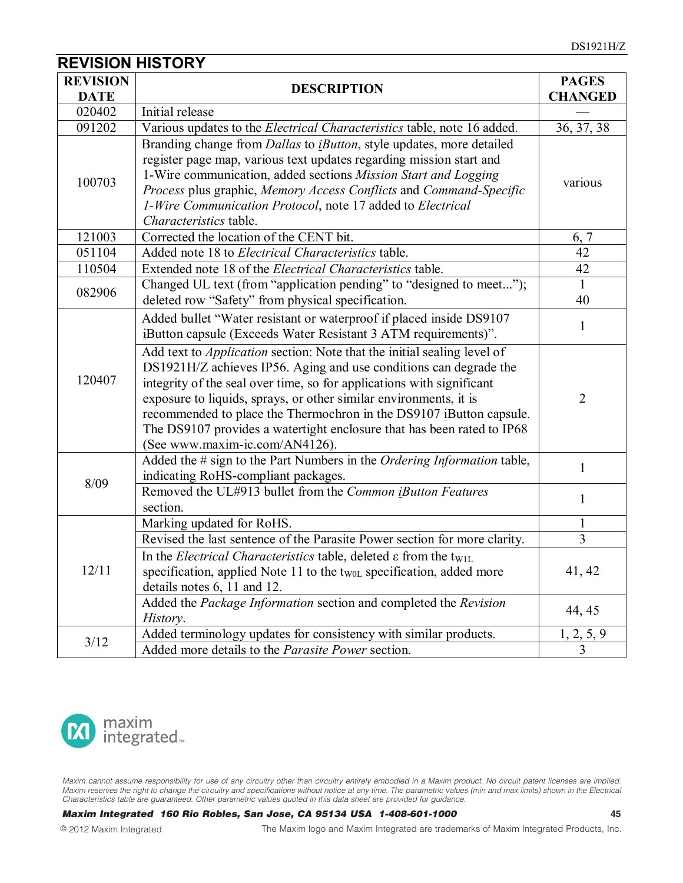## REVISION HISTORY

| REVISION DATE | DESCRIPTION | PAGES CHANGED |
|---|---|---|
| 020402 | Initial release | — |
| 091202 | Various updates to the *Electrical Characteristics* table, note 16 added. | 36, 37, 38 |
| 100703 | Branding change from *Dallas* to *iButton*, style updates, more detailed register page map, various text updates regarding mission start and 1-Wire communication, added sections *Mission Start and Logging Process* plus graphic, *Memory Access Conflicts* and *Command-Specific 1-Wire Communication Protocol*, note 17 added to *Electrical Characteristics* table. | various |
| 121003 | Corrected the location of the CENT bit. | 6, 7 |
| 051104 | Added note 18 to *Electrical Characteristics* table. | 42 |
| 110504 | Extended note 18 of the *Electrical Characteristics* table. | 42 |
| 082906 | Changed UL text (from "application pending" to "designed to meet..."); deleted row "Safety" from physical specification. | 1<br>40 |
| 120407 | Added bullet "Water resistant or waterproof if placed inside DS9107 iButton capsule (Exceeds Water Resistant 3 ATM requirements)". | 1 |
| | Add text to *Application* section: Note that the initial sealing level of DS1921H/Z achieves IP56. Aging and use conditions can degrade the integrity of the seal over time, so for applications with significant exposure to liquids, sprays, or other similar environments, it is recommended to place the Thermochron in the DS9107 iButton capsule. The DS9107 provides a watertight enclosure that has been rated to IP68 (See www.maxim-ic.com/AN4126). | 2 |
| 8/09 | Added the # sign to the Part Numbers in the *Ordering Information* table, indicating RoHS-compliant packages. | 1 |
| | Removed the UL#913 bullet from the *Common iButton Features* section. | 1 |
| 12/11 | Marking updated for RoHS. | 1 |
| | Revised the last sentence of the Parasite Power section for more clarity. | 3 |
| | In the *Electrical Characteristics* table, deleted ε from the $t_{W1L}$ specification, applied Note 11 to the $t_{W0L}$ specification, added more details notes 6, 11 and 12. | 41, 42 |
| | Added the *Package Information* section and completed the *Revision History*. | 44, 45 |
| 3/12 | Added terminology updates for consistency with similar products. | 1, 2, 5, 9 |
| | Added more details to the *Parasite Power* section. | 3 |

maxim integrated™

*Maxim cannot assume responsibility for use of any circuitry other than circuitry entirely embodied in a Maxim product. No circuit patent licenses are implied. Maxim reserves the right to change the circuitry and specifications without notice at any time. The parametric values (min and max limits) shown in the Electrical Characteristics table are guaranteed. Other parametric values quoted in this data sheet are provided for guidance.*

***Maxim Integrated 160 Rio Robles, San Jose, CA 95134 USA 1-408-601-1000***

© 2012 Maxim Integrated    The Maxim logo and Maxim Integrated are trademarks of Maxim Integrated Products, Inc.